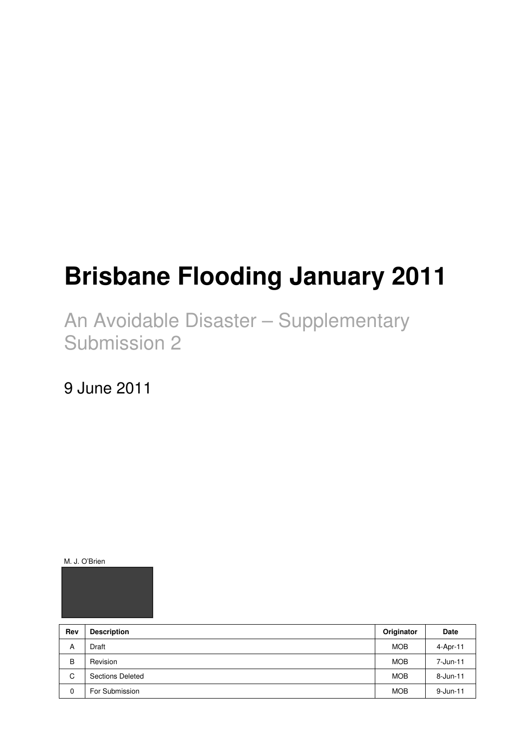# Brisbane Flooding January 2011

## An Avoidable Disaster – Supplementary Submission 2

9 June 2011

M. J. O'Brien

| Rev | Description | Originator | Date |
|---|---|---|---|
| A | Draft | MOB | 4-Apr-11 |
| B | Revision | MOB | 7-Jun-11 |
| C | Sections Deleted | MOB | 8-Jun-11 |
| 0 | For Submission | MOB | 9-Jun-11 |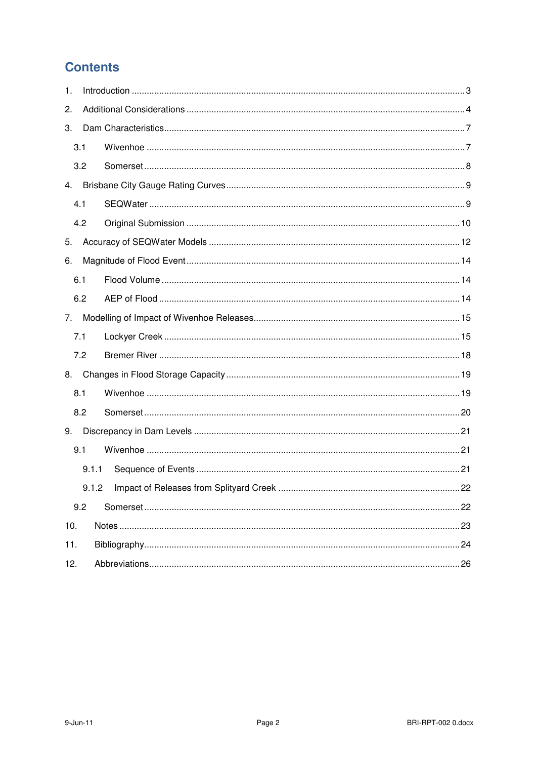# Contents

1. Introduction ..... 3
2. Additional Considerations ..... 4
3. Dam Characteristics ..... 7
   - 3.1 Wivenhoe ..... 7
   - 3.2 Somerset ..... 8
4. Brisbane City Gauge Rating Curves ..... 9
   - 4.1 SEQWater ..... 9
   - 4.2 Original Submission ..... 10
5. Accuracy of SEQWater Models ..... 12
6. Magnitude of Flood Event ..... 14
   - 6.1 Flood Volume ..... 14
   - 6.2 AEP of Flood ..... 14
7. Modelling of Impact of Wivenhoe Releases ..... 15
   - 7.1 Lockyer Creek ..... 15
   - 7.2 Bremer River ..... 18
8. Changes in Flood Storage Capacity ..... 19
   - 8.1 Wivenhoe ..... 19
   - 8.2 Somerset ..... 20
9. Discrepancy in Dam Levels ..... 21
   - 9.1 Wivenhoe ..... 21
     - 9.1.1 Sequence of Events ..... 21
     - 9.1.2 Impact of Releases from Splityard Creek ..... 22
   - 9.2 Somerset ..... 22
10. Notes ..... 23
11. Bibliography ..... 24
12. Abbreviations ..... 26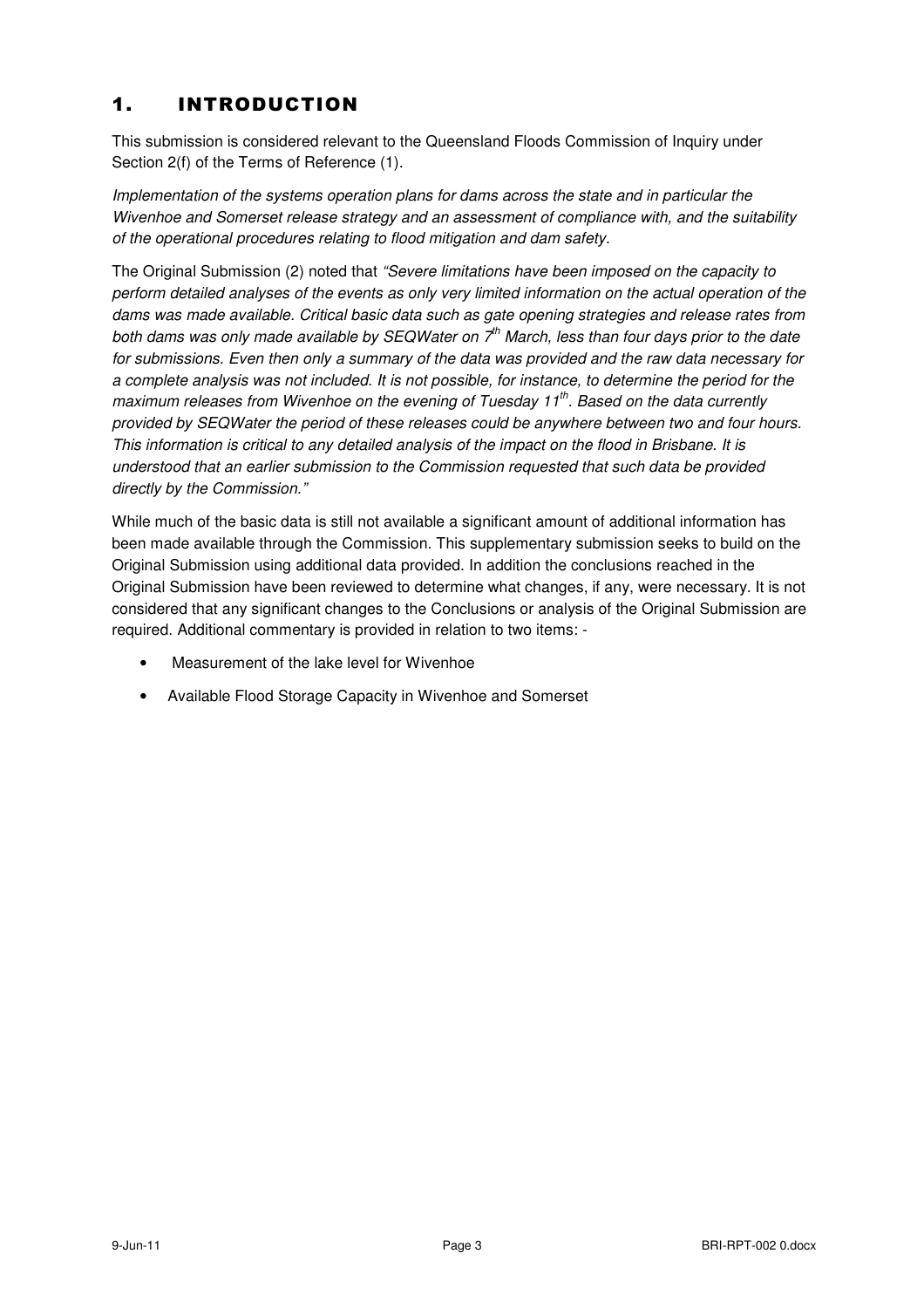# 1. INTRODUCTION

This submission is considered relevant to the Queensland Floods Commission of Inquiry under Section 2(f) of the Terms of Reference (1).

*Implementation of the systems operation plans for dams across the state and in particular the Wivenhoe and Somerset release strategy and an assessment of compliance with, and the suitability of the operational procedures relating to flood mitigation and dam safety.*

The Original Submission (2) noted that *"Severe limitations have been imposed on the capacity to perform detailed analyses of the events as only very limited information on the actual operation of the dams was made available. Critical basic data such as gate opening strategies and release rates from both dams was only made available by SEQWater on 7th March, less than four days prior to the date for submissions. Even then only a summary of the data was provided and the raw data necessary for a complete analysis was not included. It is not possible, for instance, to determine the period for the maximum releases from Wivenhoe on the evening of Tuesday 11th. Based on the data currently provided by SEQWater the period of these releases could be anywhere between two and four hours. This information is critical to any detailed analysis of the impact on the flood in Brisbane. It is understood that an earlier submission to the Commission requested that such data be provided directly by the Commission."*

While much of the basic data is still not available a significant amount of additional information has been made available through the Commission. This supplementary submission seeks to build on the Original Submission using additional data provided. In addition the conclusions reached in the Original Submission have been reviewed to determine what changes, if any, were necessary. It is not considered that any significant changes to the Conclusions or analysis of the Original Submission are required. Additional commentary is provided in relation to two items: -

- Measurement of the lake level for Wivenhoe
- Available Flood Storage Capacity in Wivenhoe and Somerset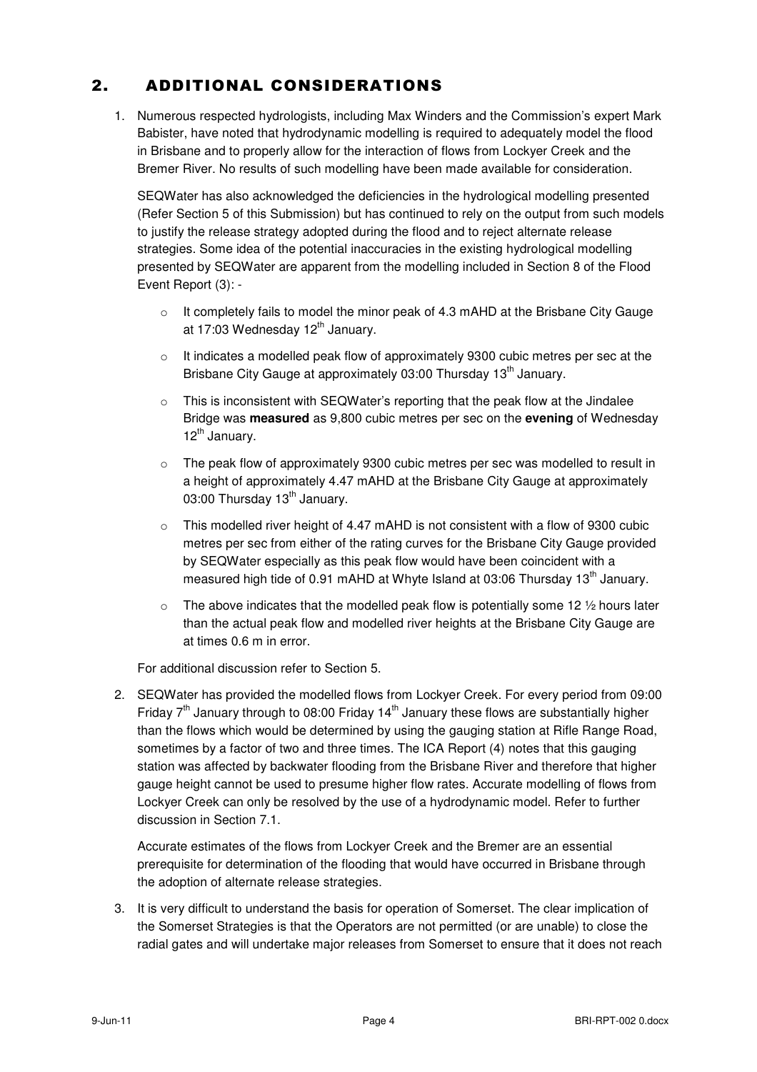## 2. ADDITIONAL CONSIDERATIONS

1. Numerous respected hydrologists, including Max Winders and the Commission's expert Mark Babister, have noted that hydrodynamic modelling is required to adequately model the flood in Brisbane and to properly allow for the interaction of flows from Lockyer Creek and the Bremer River. No results of such modelling have been made available for consideration.

   SEQWater has also acknowledged the deficiencies in the hydrological modelling presented (Refer Section 5 of this Submission) but has continued to rely on the output from such models to justify the release strategy adopted during the flood and to reject alternate release strategies. Some idea of the potential inaccuracies in the existing hydrological modelling presented by SEQWater are apparent from the modelling included in Section 8 of the Flood Event Report (3): -

   - It completely fails to model the minor peak of 4.3 mAHD at the Brisbane City Gauge at 17:03 Wednesday 12th January.
   - It indicates a modelled peak flow of approximately 9300 cubic metres per sec at the Brisbane City Gauge at approximately 03:00 Thursday 13th January.
   - This is inconsistent with SEQWater's reporting that the peak flow at the Jindalee Bridge was **measured** as 9,800 cubic metres per sec on the **evening** of Wednesday 12th January.
   - The peak flow of approximately 9300 cubic metres per sec was modelled to result in a height of approximately 4.47 mAHD at the Brisbane City Gauge at approximately 03:00 Thursday 13th January.
   - This modelled river height of 4.47 mAHD is not consistent with a flow of 9300 cubic metres per sec from either of the rating curves for the Brisbane City Gauge provided by SEQWater especially as this peak flow would have been coincident with a measured high tide of 0.91 mAHD at Whyte Island at 03:06 Thursday 13th January.
   - The above indicates that the modelled peak flow is potentially some 12 ½ hours later than the actual peak flow and modelled river heights at the Brisbane City Gauge are at times 0.6 m in error.

   For additional discussion refer to Section 5.

2. SEQWater has provided the modelled flows from Lockyer Creek. For every period from 09:00 Friday 7th January through to 08:00 Friday 14th January these flows are substantially higher than the flows which would be determined by using the gauging station at Rifle Range Road, sometimes by a factor of two and three times. The ICA Report (4) notes that this gauging station was affected by backwater flooding from the Brisbane River and therefore that higher gauge height cannot be used to presume higher flow rates. Accurate modelling of flows from Lockyer Creek can only be resolved by the use of a hydrodynamic model. Refer to further discussion in Section 7.1.

   Accurate estimates of the flows from Lockyer Creek and the Bremer are an essential prerequisite for determination of the flooding that would have occurred in Brisbane through the adoption of alternate release strategies.

3. It is very difficult to understand the basis for operation of Somerset. The clear implication of the Somerset Strategies is that the Operators are not permitted (or are unable) to close the radial gates and will undertake major releases from Somerset to ensure that it does not reach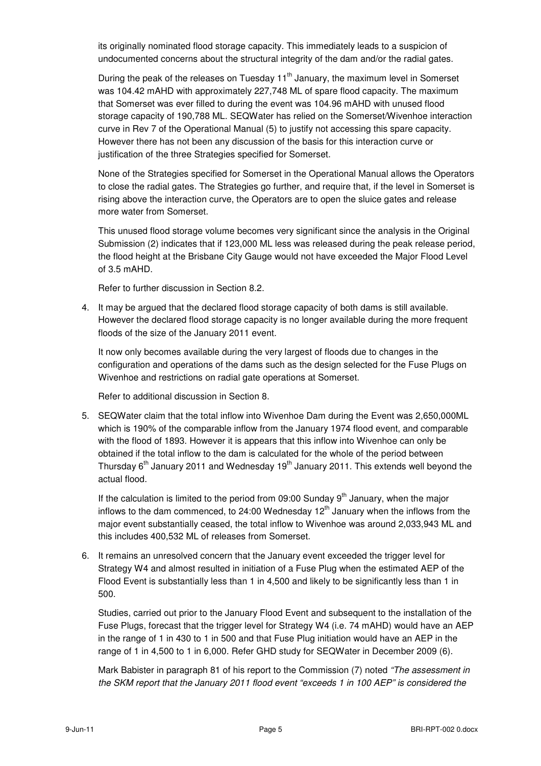its originally nominated flood storage capacity. This immediately leads to a suspicion of undocumented concerns about the structural integrity of the dam and/or the radial gates.

During the peak of the releases on Tuesday 11[th] January, the maximum level in Somerset was 104.42 mAHD with approximately 227,748 ML of spare flood capacity. The maximum that Somerset was ever filled to during the event was 104.96 mAHD with unused flood storage capacity of 190,788 ML. SEQWater has relied on the Somerset/Wivenhoe interaction curve in Rev 7 of the Operational Manual (5) to justify not accessing this spare capacity. However there has not been any discussion of the basis for this interaction curve or justification of the three Strategies specified for Somerset.

None of the Strategies specified for Somerset in the Operational Manual allows the Operators to close the radial gates. The Strategies go further, and require that, if the level in Somerset is rising above the interaction curve, the Operators are to open the sluice gates and release more water from Somerset.

This unused flood storage volume becomes very significant since the analysis in the Original Submission (2) indicates that if 123,000 ML less was released during the peak release period, the flood height at the Brisbane City Gauge would not have exceeded the Major Flood Level of 3.5 mAHD.

Refer to further discussion in Section 8.2.

4. It may be argued that the declared flood storage capacity of both dams is still available. However the declared flood storage capacity is no longer available during the more frequent floods of the size of the January 2011 event.

   It now only becomes available during the very largest of floods due to changes in the configuration and operations of the dams such as the design selected for the Fuse Plugs on Wivenhoe and restrictions on radial gate operations at Somerset.

   Refer to additional discussion in Section 8.

5. SEQWater claim that the total inflow into Wivenhoe Dam during the Event was 2,650,000ML which is 190% of the comparable inflow from the January 1974 flood event, and comparable with the flood of 1893. However it is appears that this inflow into Wivenhoe can only be obtained if the total inflow to the dam is calculated for the whole of the period between Thursday 6[th] January 2011 and Wednesday 19[th] January 2011. This extends well beyond the actual flood.

   If the calculation is limited to the period from 09:00 Sunday 9[th] January, when the major inflows to the dam commenced, to 24:00 Wednesday 12[th] January when the inflows from the major event substantially ceased, the total inflow to Wivenhoe was around 2,033,943 ML and this includes 400,532 ML of releases from Somerset.

6. It remains an unresolved concern that the January event exceeded the trigger level for Strategy W4 and almost resulted in initiation of a Fuse Plug when the estimated AEP of the Flood Event is substantially less than 1 in 4,500 and likely to be significantly less than 1 in 500.

   Studies, carried out prior to the January Flood Event and subsequent to the installation of the Fuse Plugs, forecast that the trigger level for Strategy W4 (i.e. 74 mAHD) would have an AEP in the range of 1 in 430 to 1 in 500 and that Fuse Plug initiation would have an AEP in the range of 1 in 4,500 to 1 in 6,000. Refer GHD study for SEQWater in December 2009 (6).

   Mark Babister in paragraph 81 of his report to the Commission (7) noted *"The assessment in the SKM report that the January 2011 flood event "exceeds 1 in 100 AEP" is considered the*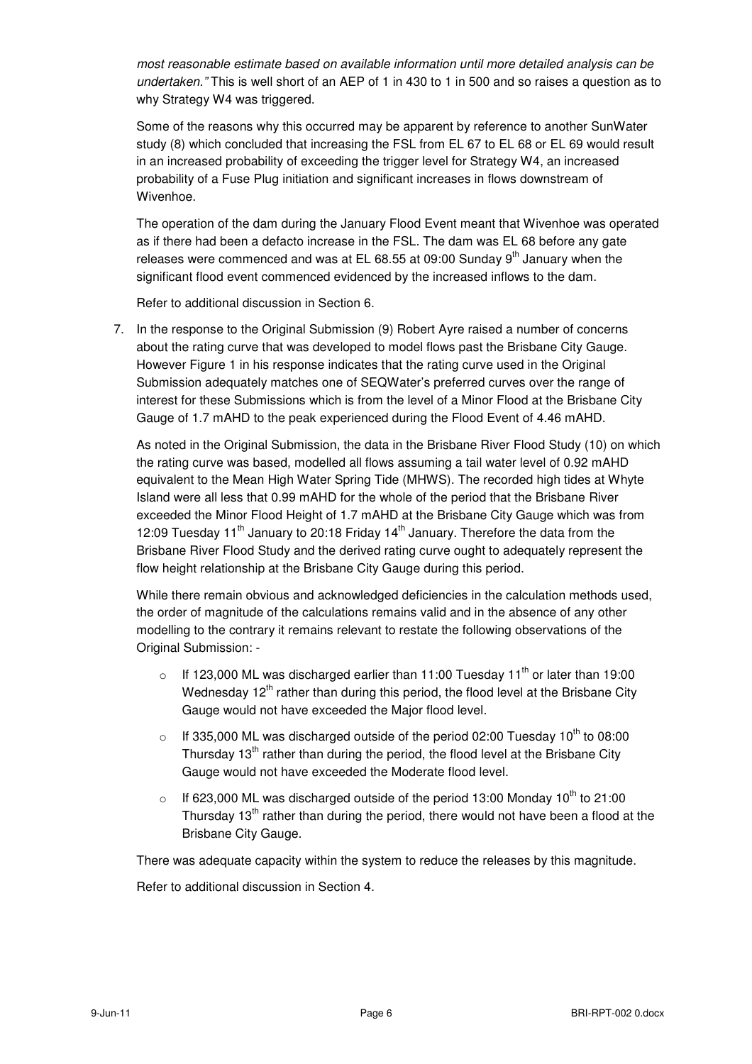*most reasonable estimate based on available information until more detailed analysis can be undertaken."* This is well short of an AEP of 1 in 430 to 1 in 500 and so raises a question as to why Strategy W4 was triggered.

Some of the reasons why this occurred may be apparent by reference to another SunWater study (8) which concluded that increasing the FSL from EL 67 to EL 68 or EL 69 would result in an increased probability of exceeding the trigger level for Strategy W4, an increased probability of a Fuse Plug initiation and significant increases in flows downstream of Wivenhoe.

The operation of the dam during the January Flood Event meant that Wivenhoe was operated as if there had been a defacto increase in the FSL. The dam was EL 68 before any gate releases were commenced and was at EL 68.55 at 09:00 Sunday 9th January when the significant flood event commenced evidenced by the increased inflows to the dam.

Refer to additional discussion in Section 6.

7. In the response to the Original Submission (9) Robert Ayre raised a number of concerns about the rating curve that was developed to model flows past the Brisbane City Gauge. However Figure 1 in his response indicates that the rating curve used in the Original Submission adequately matches one of SEQWater's preferred curves over the range of interest for these Submissions which is from the level of a Minor Flood at the Brisbane City Gauge of 1.7 mAHD to the peak experienced during the Flood Event of 4.46 mAHD.

   As noted in the Original Submission, the data in the Brisbane River Flood Study (10) on which the rating curve was based, modelled all flows assuming a tail water level of 0.92 mAHD equivalent to the Mean High Water Spring Tide (MHWS). The recorded high tides at Whyte Island were all less that 0.99 mAHD for the whole of the period that the Brisbane River exceeded the Minor Flood Height of 1.7 mAHD at the Brisbane City Gauge which was from 12:09 Tuesday 11th January to 20:18 Friday 14th January. Therefore the data from the Brisbane River Flood Study and the derived rating curve ought to adequately represent the flow height relationship at the Brisbane City Gauge during this period.

   While there remain obvious and acknowledged deficiencies in the calculation methods used, the order of magnitude of the calculations remains valid and in the absence of any other modelling to the contrary it remains relevant to restate the following observations of the Original Submission: -

   - If 123,000 ML was discharged earlier than 11:00 Tuesday 11th or later than 19:00 Wednesday 12th rather than during this period, the flood level at the Brisbane City Gauge would not have exceeded the Major flood level.
   - If 335,000 ML was discharged outside of the period 02:00 Tuesday 10th to 08:00 Thursday 13th rather than during the period, the flood level at the Brisbane City Gauge would not have exceeded the Moderate flood level.
   - If 623,000 ML was discharged outside of the period 13:00 Monday 10th to 21:00 Thursday 13th rather than during the period, there would not have been a flood at the Brisbane City Gauge.

   There was adequate capacity within the system to reduce the releases by this magnitude.

   Refer to additional discussion in Section 4.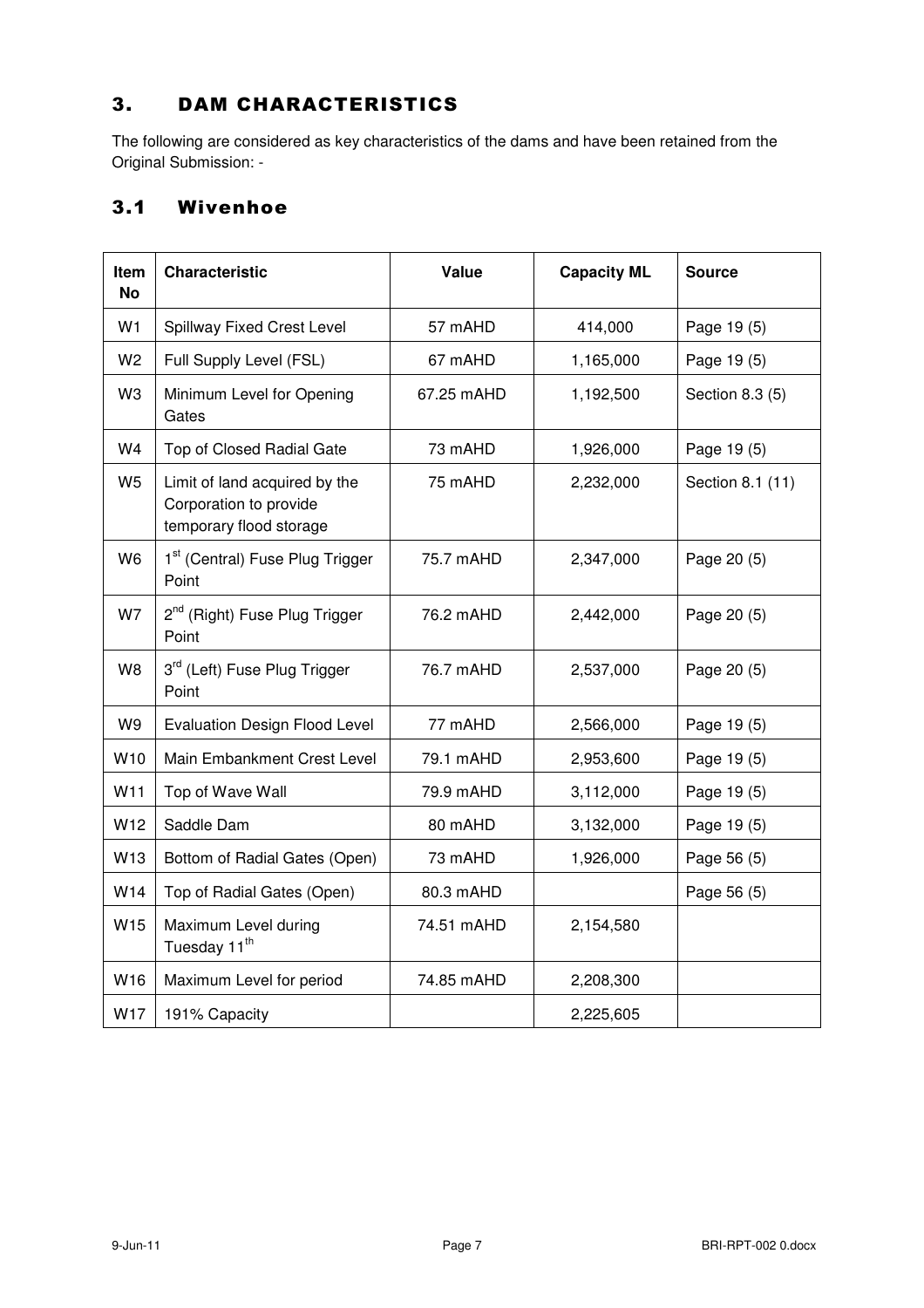# 3. DAM CHARACTERISTICS

The following are considered as key characteristics of the dams and have been retained from the Original Submission: -

## 3.1 Wivenhoe

| Item No | Characteristic | Value | Capacity ML | Source |
|---|---|---|---|---|
| W1 | Spillway Fixed Crest Level | 57 mAHD | 414,000 | Page 19 (5) |
| W2 | Full Supply Level (FSL) | 67 mAHD | 1,165,000 | Page 19 (5) |
| W3 | Minimum Level for Opening Gates | 67.25 mAHD | 1,192,500 | Section 8.3 (5) |
| W4 | Top of Closed Radial Gate | 73 mAHD | 1,926,000 | Page 19 (5) |
| W5 | Limit of land acquired by the Corporation to provide temporary flood storage | 75 mAHD | 2,232,000 | Section 8.1 (11) |
| W6 | 1st (Central) Fuse Plug Trigger Point | 75.7 mAHD | 2,347,000 | Page 20 (5) |
| W7 | 2nd (Right) Fuse Plug Trigger Point | 76.2 mAHD | 2,442,000 | Page 20 (5) |
| W8 | 3rd (Left) Fuse Plug Trigger Point | 76.7 mAHD | 2,537,000 | Page 20 (5) |
| W9 | Evaluation Design Flood Level | 77 mAHD | 2,566,000 | Page 19 (5) |
| W10 | Main Embankment Crest Level | 79.1 mAHD | 2,953,600 | Page 19 (5) |
| W11 | Top of Wave Wall | 79.9 mAHD | 3,112,000 | Page 19 (5) |
| W12 | Saddle Dam | 80 mAHD | 3,132,000 | Page 19 (5) |
| W13 | Bottom of Radial Gates (Open) | 73 mAHD | 1,926,000 | Page 56 (5) |
| W14 | Top of Radial Gates (Open) | 80.3 mAHD | | Page 56 (5) |
| W15 | Maximum Level during Tuesday 11th | 74.51 mAHD | 2,154,580 | |
| W16 | Maximum Level for period | 74.85 mAHD | 2,208,300 | |
| W17 | 191% Capacity | | 2,225,605 | |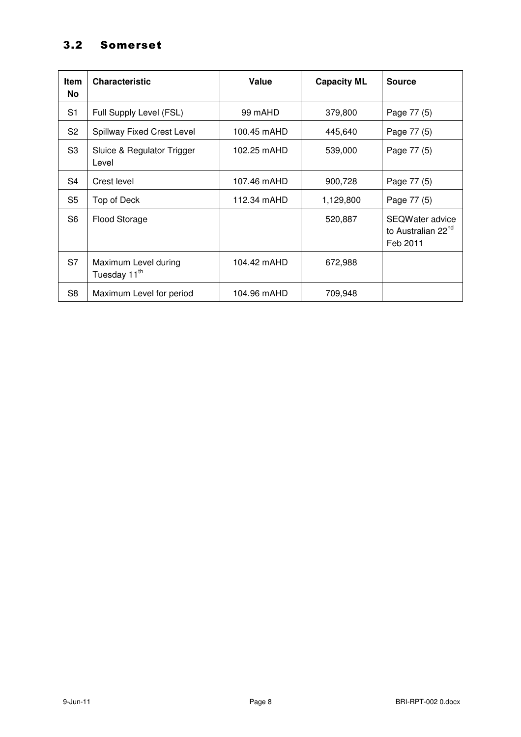## 3.2 Somerset

| Item No | Characteristic | Value | Capacity ML | Source |
|---|---|---|---|---|
| S1 | Full Supply Level (FSL) | 99 mAHD | 379,800 | Page 77 (5) |
| S2 | Spillway Fixed Crest Level | 100.45 mAHD | 445,640 | Page 77 (5) |
| S3 | Sluice & Regulator Trigger Level | 102.25 mAHD | 539,000 | Page 77 (5) |
| S4 | Crest level | 107.46 mAHD | 900,728 | Page 77 (5) |
| S5 | Top of Deck | 112.34 mAHD | 1,129,800 | Page 77 (5) |
| S6 | Flood Storage | | 520,887 | SEQWater advice to Australian 22nd Feb 2011 |
| S7 | Maximum Level during Tuesday 11th | 104.42 mAHD | 672,988 | |
| S8 | Maximum Level for period | 104.96 mAHD | 709,948 | |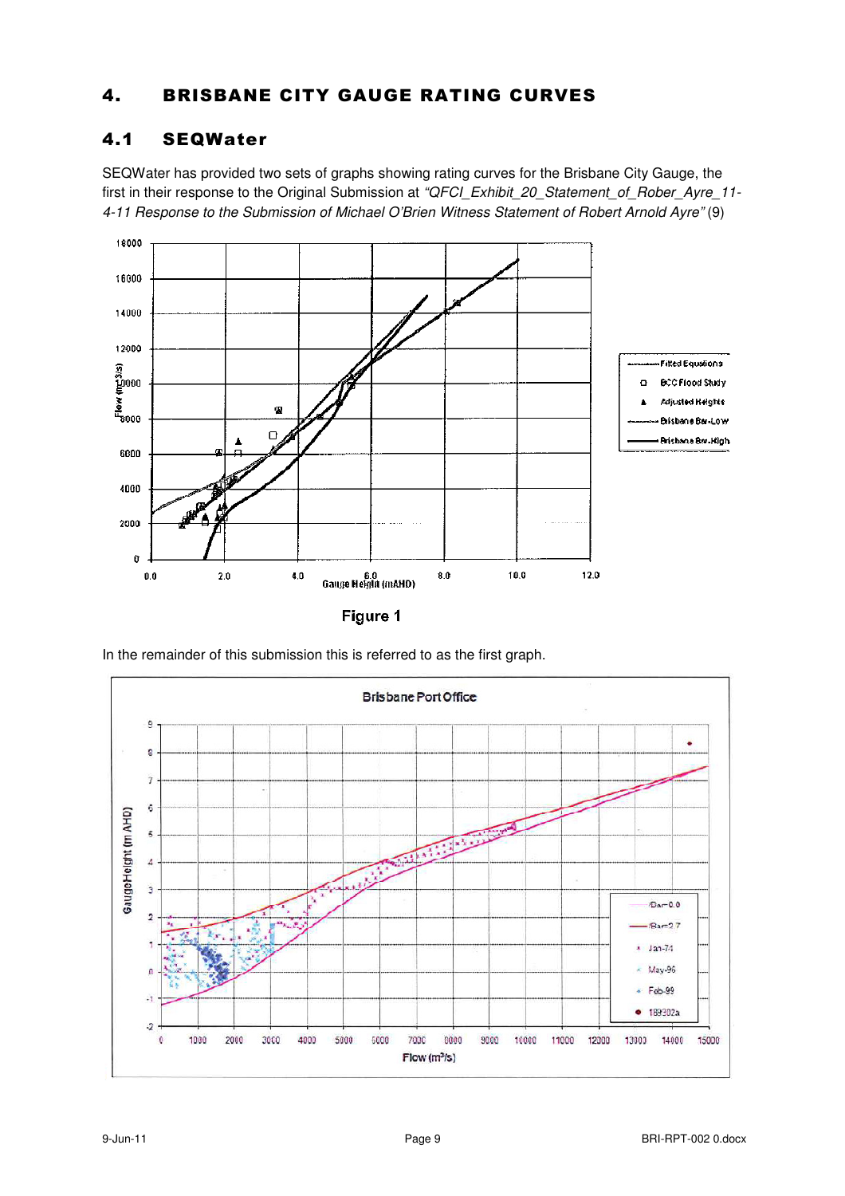## 4. BRISBANE CITY GAUGE RATING CURVES

### 4.1 SEQWater

SEQWater has provided two sets of graphs showing rating curves for the Brisbane City Gauge, the first in their response to the Original Submission at *"QFCI_Exhibit_20_Statement_of_Rober_Ayre_11-4-11 Response to the Submission of Michael O'Brien Witness Statement of Robert Arnold Ayre"* (9)

**Figure 1**

In the remainder of this submission this is referred to as the first graph.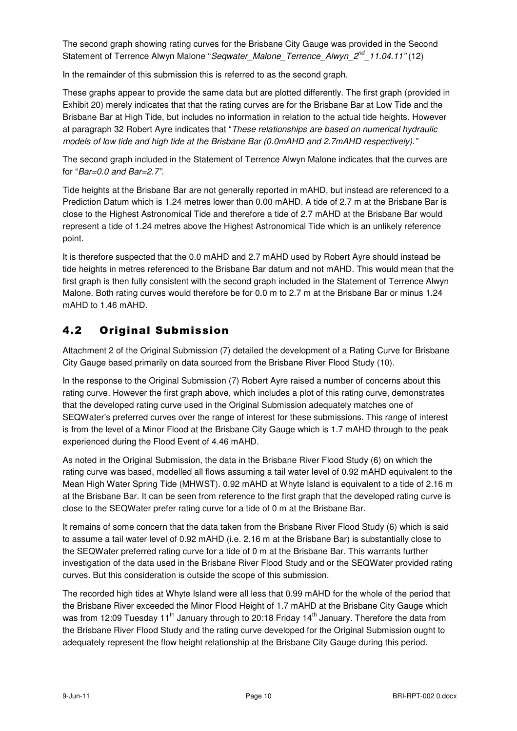The second graph showing rating curves for the Brisbane City Gauge was provided in the Second Statement of Terrence Alwyn Malone "*Seqwater_Malone_Terrence_Alwyn_2nd_11.04.11*" (12)

In the remainder of this submission this is referred to as the second graph.

These graphs appear to provide the same data but are plotted differently. The first graph (provided in Exhibit 20) merely indicates that that the rating curves are for the Brisbane Bar at Low Tide and the Brisbane Bar at High Tide, but includes no information in relation to the actual tide heights. However at paragraph 32 Robert Ayre indicates that "*These relationships are based on numerical hydraulic models of low tide and high tide at the Brisbane Bar (0.0mAHD and 2.7mAHD respectively).*"

The second graph included in the Statement of Terrence Alwyn Malone indicates that the curves are for "*Bar=0.0 and Bar=2.7*".

Tide heights at the Brisbane Bar are not generally reported in mAHD, but instead are referenced to a Prediction Datum which is 1.24 metres lower than 0.00 mAHD. A tide of 2.7 m at the Brisbane Bar is close to the Highest Astronomical Tide and therefore a tide of 2.7 mAHD at the Brisbane Bar would represent a tide of 1.24 metres above the Highest Astronomical Tide which is an unlikely reference point.

It is therefore suspected that the 0.0 mAHD and 2.7 mAHD used by Robert Ayre should instead be tide heights in metres referenced to the Brisbane Bar datum and not mAHD. This would mean that the first graph is then fully consistent with the second graph included in the Statement of Terrence Alwyn Malone. Both rating curves would therefore be for 0.0 m to 2.7 m at the Brisbane Bar or minus 1.24 mAHD to 1.46 mAHD.

## 4.2 Original Submission

Attachment 2 of the Original Submission (7) detailed the development of a Rating Curve for Brisbane City Gauge based primarily on data sourced from the Brisbane River Flood Study (10).

In the response to the Original Submission (7) Robert Ayre raised a number of concerns about this rating curve. However the first graph above, which includes a plot of this rating curve, demonstrates that the developed rating curve used in the Original Submission adequately matches one of SEQWater's preferred curves over the range of interest for these submissions. This range of interest is from the level of a Minor Flood at the Brisbane City Gauge which is 1.7 mAHD through to the peak experienced during the Flood Event of 4.46 mAHD.

As noted in the Original Submission, the data in the Brisbane River Flood Study (6) on which the rating curve was based, modelled all flows assuming a tail water level of 0.92 mAHD equivalent to the Mean High Water Spring Tide (MHWST). 0.92 mAHD at Whyte Island is equivalent to a tide of 2.16 m at the Brisbane Bar. It can be seen from reference to the first graph that the developed rating curve is close to the SEQWater prefer rating curve for a tide of 0 m at the Brisbane Bar.

It remains of some concern that the data taken from the Brisbane River Flood Study (6) which is said to assume a tail water level of 0.92 mAHD (i.e. 2.16 m at the Brisbane Bar) is substantially close to the SEQWater preferred rating curve for a tide of 0 m at the Brisbane Bar. This warrants further investigation of the data used in the Brisbane River Flood Study and or the SEQWater provided rating curves. But this consideration is outside the scope of this submission.

The recorded high tides at Whyte Island were all less that 0.99 mAHD for the whole of the period that the Brisbane River exceeded the Minor Flood Height of 1.7 mAHD at the Brisbane City Gauge which was from 12:09 Tuesday 11th January through to 20:18 Friday 14th January. Therefore the data from the Brisbane River Flood Study and the rating curve developed for the Original Submission ought to adequately represent the flow height relationship at the Brisbane City Gauge during this period.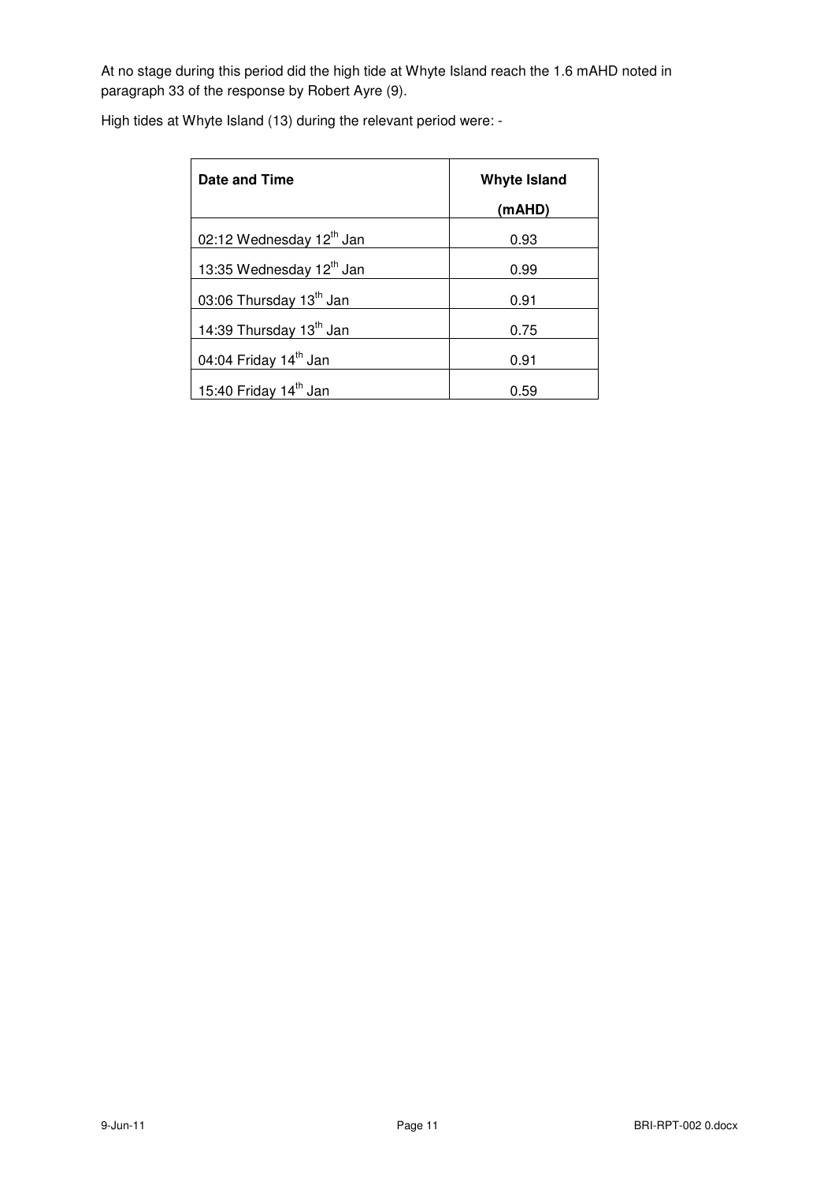At no stage during this period did the high tide at Whyte Island reach the 1.6 mAHD noted in paragraph 33 of the response by Robert Ayre (9).

High tides at Whyte Island (13) during the relevant period were: -

| Date and Time | Whyte Island (mAHD) |
|---|---|
| 02:12 Wednesday 12th Jan | 0.93 |
| 13:35 Wednesday 12th Jan | 0.99 |
| 03:06 Thursday 13th Jan | 0.91 |
| 14:39 Thursday 13th Jan | 0.75 |
| 04:04 Friday 14th Jan | 0.91 |
| 15:40 Friday 14th Jan | 0.59 |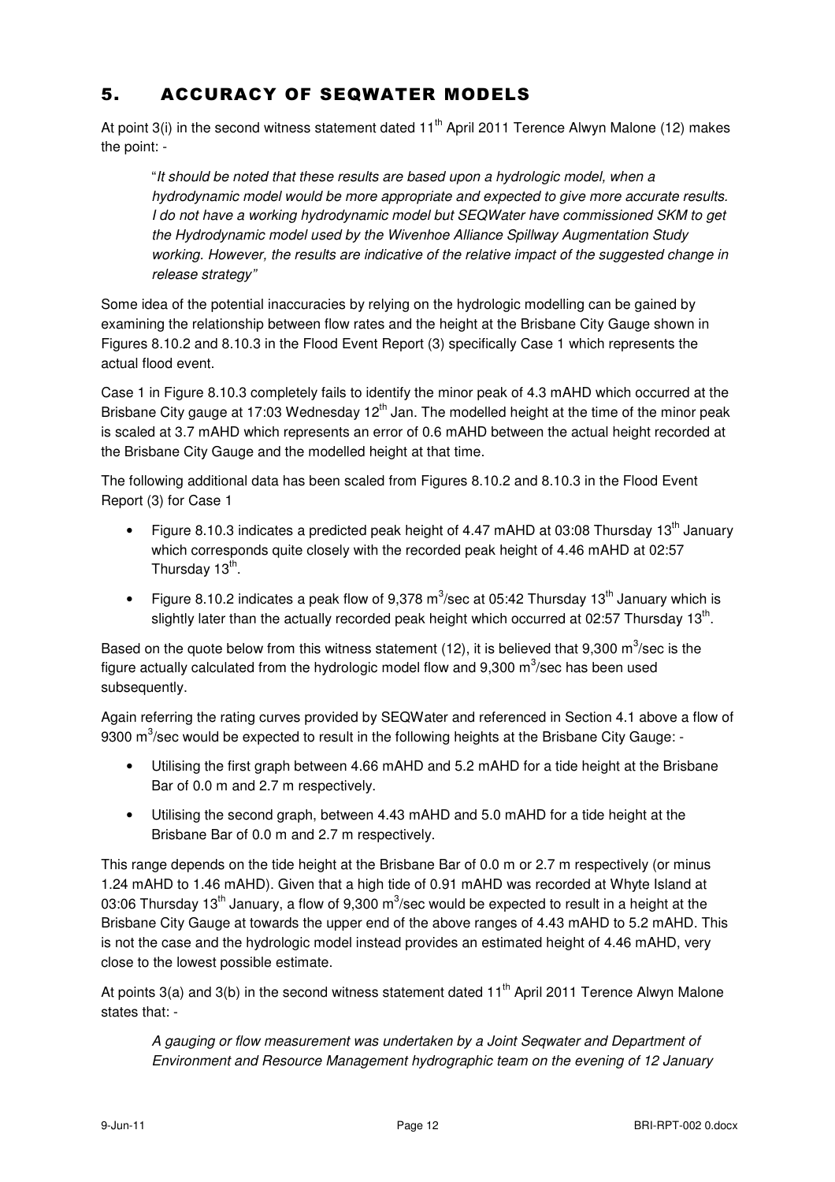## 5. ACCURACY OF SEQWATER MODELS

At point 3(i) in the second witness statement dated 11th April 2011 Terence Alwyn Malone (12) makes the point: -

> "*It should be noted that these results are based upon a hydrologic model, when a hydrodynamic model would be more appropriate and expected to give more accurate results. I do not have a working hydrodynamic model but SEQWater have commissioned SKM to get the Hydrodynamic model used by the Wivenhoe Alliance Spillway Augmentation Study working. However, the results are indicative of the relative impact of the suggested change in release strategy*"

Some idea of the potential inaccuracies by relying on the hydrologic modelling can be gained by examining the relationship between flow rates and the height at the Brisbane City Gauge shown in Figures 8.10.2 and 8.10.3 in the Flood Event Report (3) specifically Case 1 which represents the actual flood event.

Case 1 in Figure 8.10.3 completely fails to identify the minor peak of 4.3 mAHD which occurred at the Brisbane City gauge at 17:03 Wednesday 12th Jan. The modelled height at the time of the minor peak is scaled at 3.7 mAHD which represents an error of 0.6 mAHD between the actual height recorded at the Brisbane City Gauge and the modelled height at that time.

The following additional data has been scaled from Figures 8.10.2 and 8.10.3 in the Flood Event Report (3) for Case 1

- Figure 8.10.3 indicates a predicted peak height of 4.47 mAHD at 03:08 Thursday 13th January which corresponds quite closely with the recorded peak height of 4.46 mAHD at 02:57 Thursday 13th.
- Figure 8.10.2 indicates a peak flow of 9,378 $m^3$/sec at 05:42 Thursday 13th January which is slightly later than the actually recorded peak height which occurred at 02:57 Thursday 13th.

Based on the quote below from this witness statement (12), it is believed that 9,300 $m^3$/sec is the figure actually calculated from the hydrologic model flow and 9,300 $m^3$/sec has been used subsequently.

Again referring the rating curves provided by SEQWater and referenced in Section 4.1 above a flow of 9300 $m^3$/sec would be expected to result in the following heights at the Brisbane City Gauge: -

- Utilising the first graph between 4.66 mAHD and 5.2 mAHD for a tide height at the Brisbane Bar of 0.0 m and 2.7 m respectively.
- Utilising the second graph, between 4.43 mAHD and 5.0 mAHD for a tide height at the Brisbane Bar of 0.0 m and 2.7 m respectively.

This range depends on the tide height at the Brisbane Bar of 0.0 m or 2.7 m respectively (or minus 1.24 mAHD to 1.46 mAHD). Given that a high tide of 0.91 mAHD was recorded at Whyte Island at 03:06 Thursday 13th January, a flow of 9,300 $m^3$/sec would be expected to result in a height at the Brisbane City Gauge at towards the upper end of the above ranges of 4.43 mAHD to 5.2 mAHD. This is not the case and the hydrologic model instead provides an estimated height of 4.46 mAHD, very close to the lowest possible estimate.

At points 3(a) and 3(b) in the second witness statement dated 11th April 2011 Terence Alwyn Malone states that: -

> *A gauging or flow measurement was undertaken by a Joint Seqwater and Department of Environment and Resource Management hydrographic team on the evening of 12 January*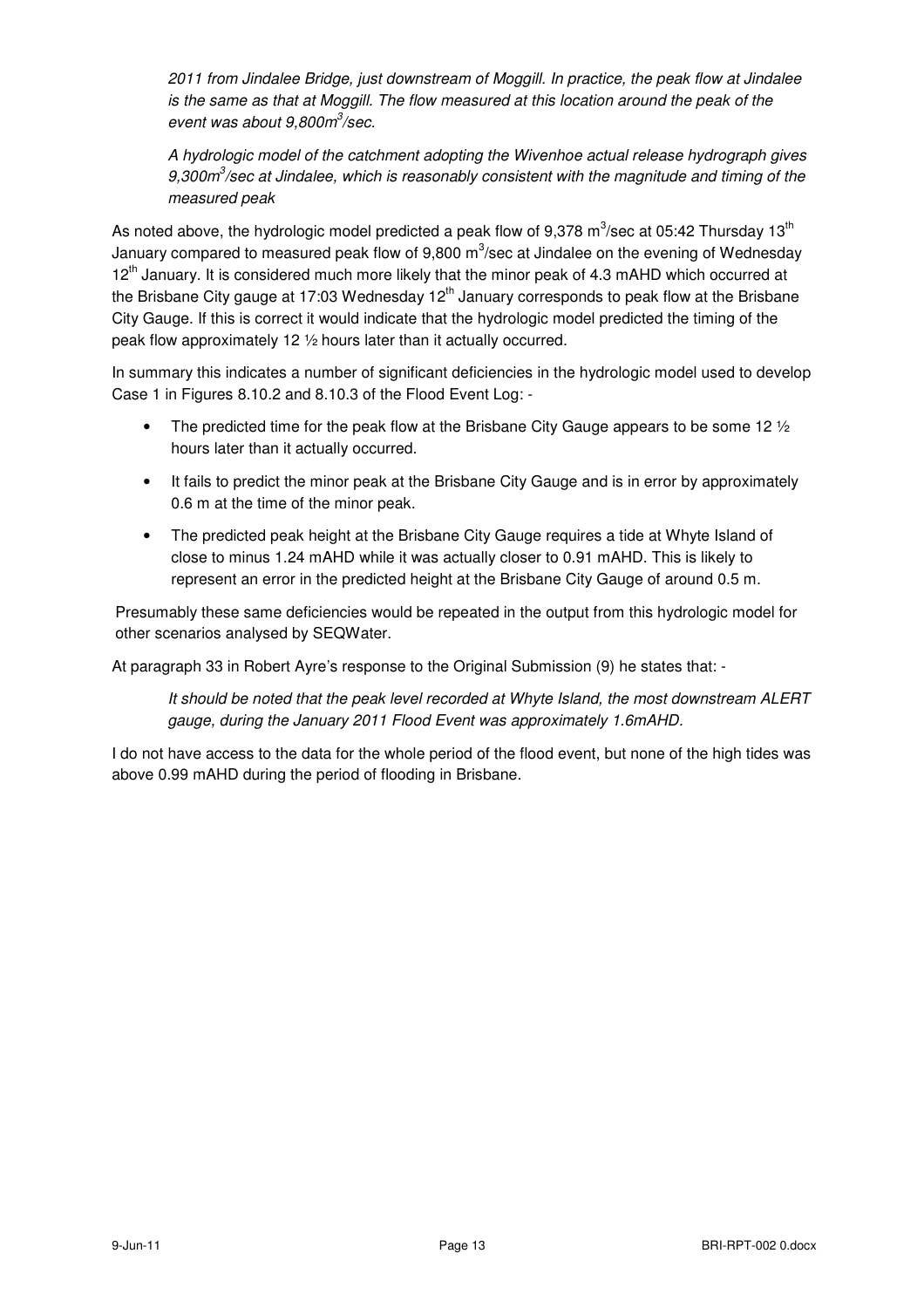*2011 from Jindalee Bridge, just downstream of Moggill. In practice, the peak flow at Jindalee is the same as that at Moggill. The flow measured at this location around the peak of the event was about 9,800m$^3$/sec.*

*A hydrologic model of the catchment adopting the Wivenhoe actual release hydrograph gives 9,300m$^3$/sec at Jindalee, which is reasonably consistent with the magnitude and timing of the measured peak*

As noted above, the hydrologic model predicted a peak flow of 9,378 m$^3$/sec at 05:42 Thursday 13th January compared to measured peak flow of 9,800 m$^3$/sec at Jindalee on the evening of Wednesday 12th January. It is considered much more likely that the minor peak of 4.3 mAHD which occurred at the Brisbane City gauge at 17:03 Wednesday 12th January corresponds to peak flow at the Brisbane City Gauge. If this is correct it would indicate that the hydrologic model predicted the timing of the peak flow approximately 12 ½ hours later than it actually occurred.

In summary this indicates a number of significant deficiencies in the hydrologic model used to develop Case 1 in Figures 8.10.2 and 8.10.3 of the Flood Event Log: -

- The predicted time for the peak flow at the Brisbane City Gauge appears to be some 12 ½ hours later than it actually occurred.
- It fails to predict the minor peak at the Brisbane City Gauge and is in error by approximately 0.6 m at the time of the minor peak.
- The predicted peak height at the Brisbane City Gauge requires a tide at Whyte Island of close to minus 1.24 mAHD while it was actually closer to 0.91 mAHD. This is likely to represent an error in the predicted height at the Brisbane City Gauge of around 0.5 m.

Presumably these same deficiencies would be repeated in the output from this hydrologic model for other scenarios analysed by SEQWater.

At paragraph 33 in Robert Ayre's response to the Original Submission (9) he states that: -

*It should be noted that the peak level recorded at Whyte Island, the most downstream ALERT gauge, during the January 2011 Flood Event was approximately 1.6mAHD.*

I do not have access to the data for the whole period of the flood event, but none of the high tides was above 0.99 mAHD during the period of flooding in Brisbane.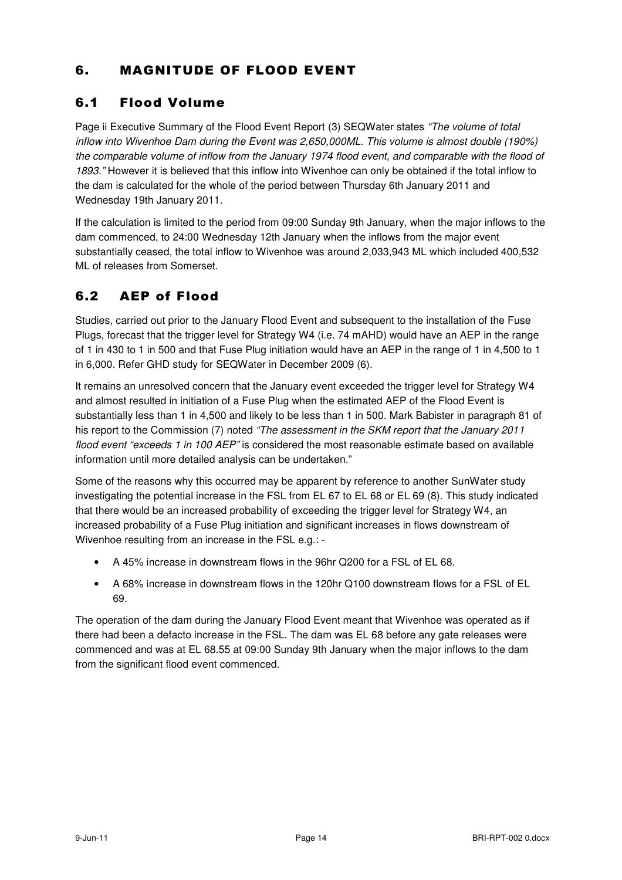# 6. MAGNITUDE OF FLOOD EVENT

## 6.1 Flood Volume

Page ii Executive Summary of the Flood Event Report (3) SEQWater states *"The volume of total inflow into Wivenhoe Dam during the Event was 2,650,000ML. This volume is almost double (190%) the comparable volume of inflow from the January 1974 flood event, and comparable with the flood of 1893."* However it is believed that this inflow into Wivenhoe can only be obtained if the total inflow to the dam is calculated for the whole of the period between Thursday 6th January 2011 and Wednesday 19th January 2011.

If the calculation is limited to the period from 09:00 Sunday 9th January, when the major inflows to the dam commenced, to 24:00 Wednesday 12th January when the inflows from the major event substantially ceased, the total inflow to Wivenhoe was around 2,033,943 ML which included 400,532 ML of releases from Somerset.

## 6.2 AEP of Flood

Studies, carried out prior to the January Flood Event and subsequent to the installation of the Fuse Plugs, forecast that the trigger level for Strategy W4 (i.e. 74 mAHD) would have an AEP in the range of 1 in 430 to 1 in 500 and that Fuse Plug initiation would have an AEP in the range of 1 in 4,500 to 1 in 6,000. Refer GHD study for SEQWater in December 2009 (6).

It remains an unresolved concern that the January event exceeded the trigger level for Strategy W4 and almost resulted in initiation of a Fuse Plug when the estimated AEP of the Flood Event is substantially less than 1 in 4,500 and likely to be less than 1 in 500. Mark Babister in paragraph 81 of his report to the Commission (7) noted *"The assessment in the SKM report that the January 2011 flood event "exceeds 1 in 100 AEP"* is considered the most reasonable estimate based on available information until more detailed analysis can be undertaken."

Some of the reasons why this occurred may be apparent by reference to another SunWater study investigating the potential increase in the FSL from EL 67 to EL 68 or EL 69 (8). This study indicated that there would be an increased probability of exceeding the trigger level for Strategy W4, an increased probability of a Fuse Plug initiation and significant increases in flows downstream of Wivenhoe resulting from an increase in the FSL e.g.: -

- A 45% increase in downstream flows in the 96hr Q200 for a FSL of EL 68.
- A 68% increase in downstream flows in the 120hr Q100 downstream flows for a FSL of EL 69.

The operation of the dam during the January Flood Event meant that Wivenhoe was operated as if there had been a defacto increase in the FSL. The dam was EL 68 before any gate releases were commenced and was at EL 68.55 at 09:00 Sunday 9th January when the major inflows to the dam from the significant flood event commenced.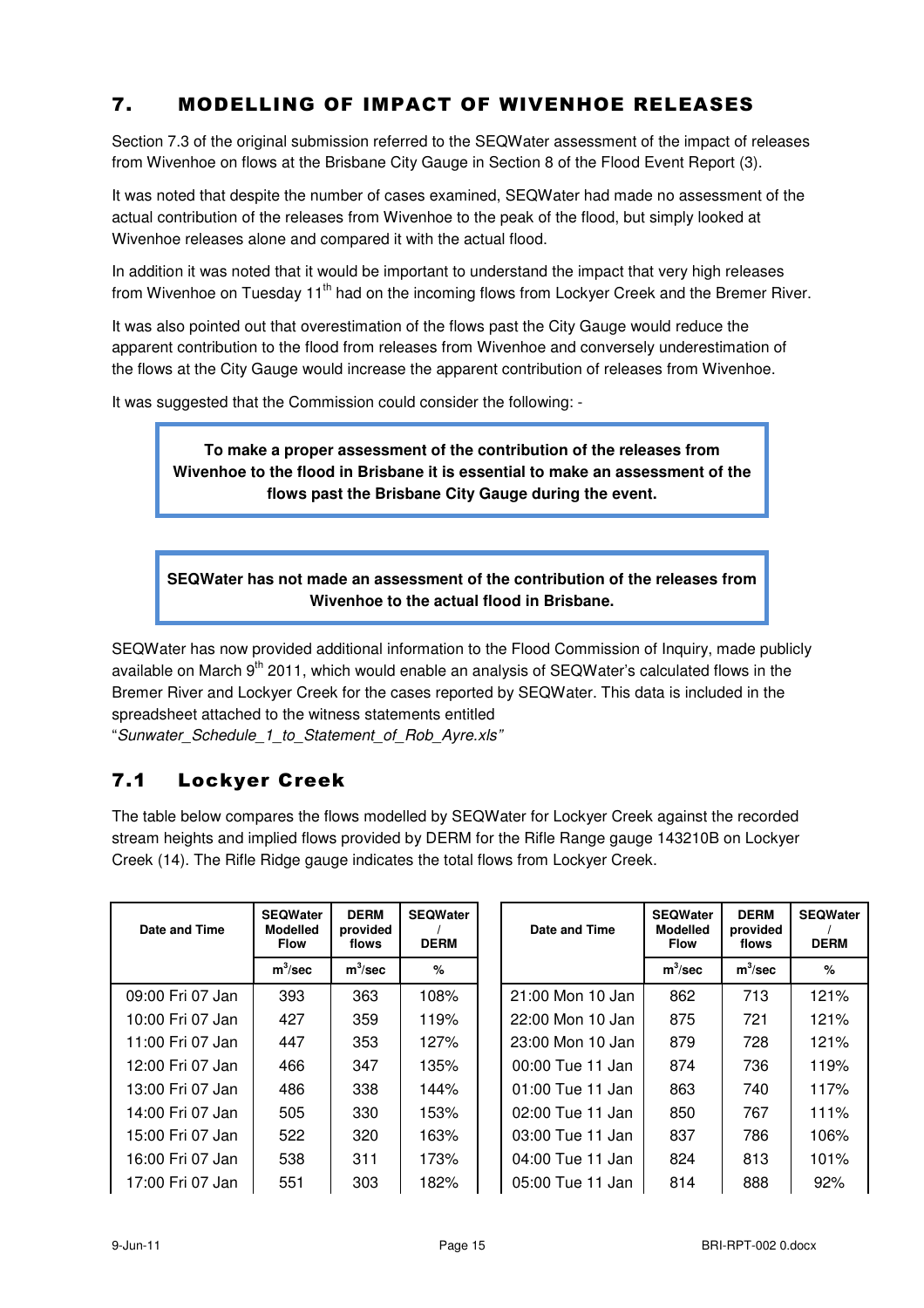## 7. MODELLING OF IMPACT OF WIVENHOE RELEASES

Section 7.3 of the original submission referred to the SEQWater assessment of the impact of releases from Wivenhoe on flows at the Brisbane City Gauge in Section 8 of the Flood Event Report (3).

It was noted that despite the number of cases examined, SEQWater had made no assessment of the actual contribution of the releases from Wivenhoe to the peak of the flood, but simply looked at Wivenhoe releases alone and compared it with the actual flood.

In addition it was noted that it would be important to understand the impact that very high releases from Wivenhoe on Tuesday 11th had on the incoming flows from Lockyer Creek and the Bremer River.

It was also pointed out that overestimation of the flows past the City Gauge would reduce the apparent contribution to the flood from releases from Wivenhoe and conversely underestimation of the flows at the City Gauge would increase the apparent contribution of releases from Wivenhoe.

It was suggested that the Commission could consider the following: -

> **To make a proper assessment of the contribution of the releases from Wivenhoe to the flood in Brisbane it is essential to make an assessment of the flows past the Brisbane City Gauge during the event.**

> **SEQWater has not made an assessment of the contribution of the releases from Wivenhoe to the actual flood in Brisbane.**

SEQWater has now provided additional information to the Flood Commission of Inquiry, made publicly available on March 9th 2011, which would enable an analysis of SEQWater's calculated flows in the Bremer River and Lockyer Creek for the cases reported by SEQWater. This data is included in the spreadsheet attached to the witness statements entitled "*Sunwater_Schedule_1_to_Statement_of_Rob_Ayre.xls*"

### 7.1 Lockyer Creek

The table below compares the flows modelled by SEQWater for Lockyer Creek against the recorded stream heights and implied flows provided by DERM for the Rifle Range gauge 143210B on Lockyer Creek (14). The Rifle Ridge gauge indicates the total flows from Lockyer Creek.

| Date and Time | SEQWater Modelled Flow | DERM provided flows | SEQWater / DERM |
|---|---|---|---|
| | $m^3$/sec | $m^3$/sec | % |
| 09:00 Fri 07 Jan | 393 | 363 | 108% |
| 10:00 Fri 07 Jan | 427 | 359 | 119% |
| 11:00 Fri 07 Jan | 447 | 353 | 127% |
| 12:00 Fri 07 Jan | 466 | 347 | 135% |
| 13:00 Fri 07 Jan | 486 | 338 | 144% |
| 14:00 Fri 07 Jan | 505 | 330 | 153% |
| 15:00 Fri 07 Jan | 522 | 320 | 163% |
| 16:00 Fri 07 Jan | 538 | 311 | 173% |
| 17:00 Fri 07 Jan | 551 | 303 | 182% |

| Date and Time | SEQWater Modelled Flow | DERM provided flows | SEQWater / DERM |
|---|---|---|---|
| | $m^3$/sec | $m^3$/sec | % |
| 21:00 Mon 10 Jan | 862 | 713 | 121% |
| 22:00 Mon 10 Jan | 875 | 721 | 121% |
| 23:00 Mon 10 Jan | 879 | 728 | 121% |
| 00:00 Tue 11 Jan | 874 | 736 | 119% |
| 01:00 Tue 11 Jan | 863 | 740 | 117% |
| 02:00 Tue 11 Jan | 850 | 767 | 111% |
| 03:00 Tue 11 Jan | 837 | 786 | 106% |
| 04:00 Tue 11 Jan | 824 | 813 | 101% |
| 05:00 Tue 11 Jan | 814 | 888 | 92% |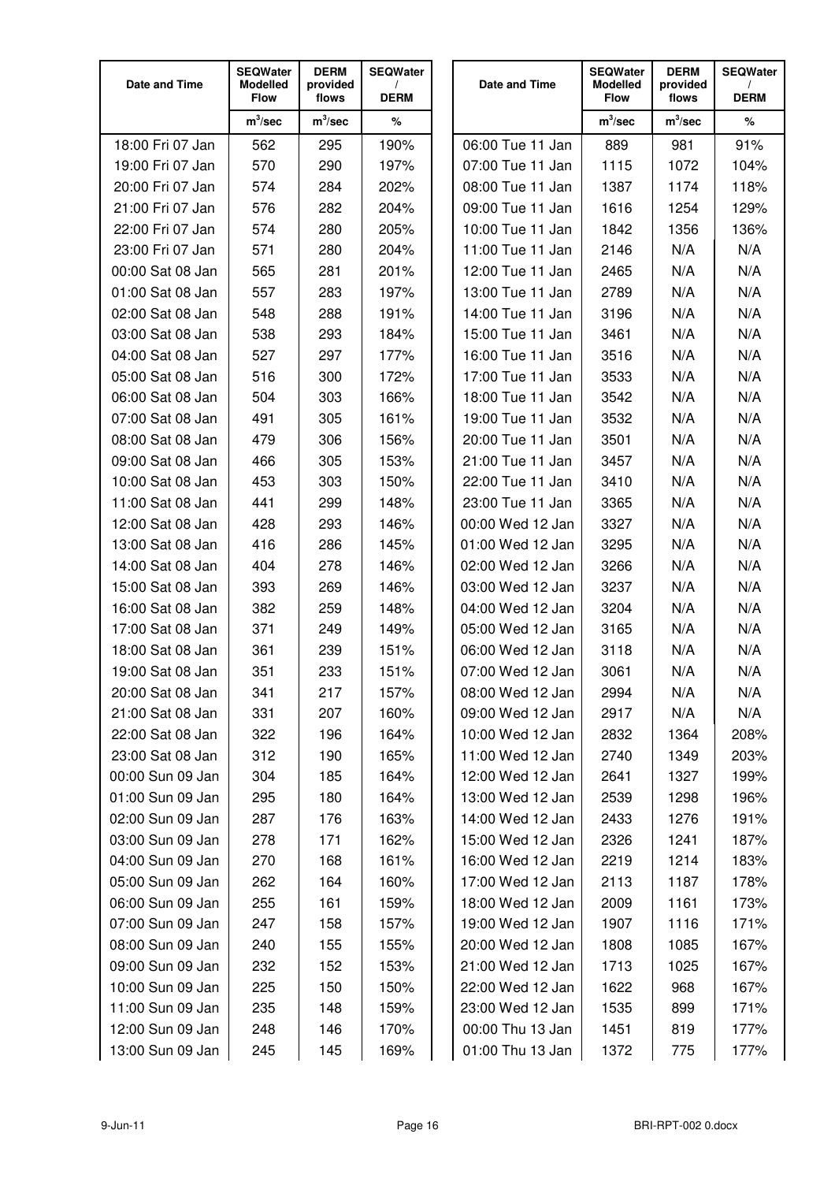| Date and Time | SEQWater Modelled Flow | DERM provided flows | SEQWater / DERM |
|---|---|---|---|
| | $m^3$/sec | $m^3$/sec | % |
| 18:00 Fri 07 Jan | 562 | 295 | 190% |
| 19:00 Fri 07 Jan | 570 | 290 | 197% |
| 20:00 Fri 07 Jan | 574 | 284 | 202% |
| 21:00 Fri 07 Jan | 576 | 282 | 204% |
| 22:00 Fri 07 Jan | 574 | 280 | 205% |
| 23:00 Fri 07 Jan | 571 | 280 | 204% |
| 00:00 Sat 08 Jan | 565 | 281 | 201% |
| 01:00 Sat 08 Jan | 557 | 283 | 197% |
| 02:00 Sat 08 Jan | 548 | 288 | 191% |
| 03:00 Sat 08 Jan | 538 | 293 | 184% |
| 04:00 Sat 08 Jan | 527 | 297 | 177% |
| 05:00 Sat 08 Jan | 516 | 300 | 172% |
| 06:00 Sat 08 Jan | 504 | 303 | 166% |
| 07:00 Sat 08 Jan | 491 | 305 | 161% |
| 08:00 Sat 08 Jan | 479 | 306 | 156% |
| 09:00 Sat 08 Jan | 466 | 305 | 153% |
| 10:00 Sat 08 Jan | 453 | 303 | 150% |
| 11:00 Sat 08 Jan | 441 | 299 | 148% |
| 12:00 Sat 08 Jan | 428 | 293 | 146% |
| 13:00 Sat 08 Jan | 416 | 286 | 145% |
| 14:00 Sat 08 Jan | 404 | 278 | 146% |
| 15:00 Sat 08 Jan | 393 | 269 | 146% |
| 16:00 Sat 08 Jan | 382 | 259 | 148% |
| 17:00 Sat 08 Jan | 371 | 249 | 149% |
| 18:00 Sat 08 Jan | 361 | 239 | 151% |
| 19:00 Sat 08 Jan | 351 | 233 | 151% |
| 20:00 Sat 08 Jan | 341 | 217 | 157% |
| 21:00 Sat 08 Jan | 331 | 207 | 160% |
| 22:00 Sat 08 Jan | 322 | 196 | 164% |
| 23:00 Sat 08 Jan | 312 | 190 | 165% |
| 00:00 Sun 09 Jan | 304 | 185 | 164% |
| 01:00 Sun 09 Jan | 295 | 180 | 164% |
| 02:00 Sun 09 Jan | 287 | 176 | 163% |
| 03:00 Sun 09 Jan | 278 | 171 | 162% |
| 04:00 Sun 09 Jan | 270 | 168 | 161% |
| 05:00 Sun 09 Jan | 262 | 164 | 160% |
| 06:00 Sun 09 Jan | 255 | 161 | 159% |
| 07:00 Sun 09 Jan | 247 | 158 | 157% |
| 08:00 Sun 09 Jan | 240 | 155 | 155% |
| 09:00 Sun 09 Jan | 232 | 152 | 153% |
| 10:00 Sun 09 Jan | 225 | 150 | 150% |
| 11:00 Sun 09 Jan | 235 | 148 | 159% |
| 12:00 Sun 09 Jan | 248 | 146 | 170% |
| 13:00 Sun 09 Jan | 245 | 145 | 169% |
| 06:00 Tue 11 Jan | 889 | 981 | 91% |
| 07:00 Tue 11 Jan | 1115 | 1072 | 104% |
| 08:00 Tue 11 Jan | 1387 | 1174 | 118% |
| 09:00 Tue 11 Jan | 1616 | 1254 | 129% |
| 10:00 Tue 11 Jan | 1842 | 1356 | 136% |
| 11:00 Tue 11 Jan | 2146 | N/A | N/A |
| 12:00 Tue 11 Jan | 2465 | N/A | N/A |
| 13:00 Tue 11 Jan | 2789 | N/A | N/A |
| 14:00 Tue 11 Jan | 3196 | N/A | N/A |
| 15:00 Tue 11 Jan | 3461 | N/A | N/A |
| 16:00 Tue 11 Jan | 3516 | N/A | N/A |
| 17:00 Tue 11 Jan | 3533 | N/A | N/A |
| 18:00 Tue 11 Jan | 3542 | N/A | N/A |
| 19:00 Tue 11 Jan | 3532 | N/A | N/A |
| 20:00 Tue 11 Jan | 3501 | N/A | N/A |
| 21:00 Tue 11 Jan | 3457 | N/A | N/A |
| 22:00 Tue 11 Jan | 3410 | N/A | N/A |
| 23:00 Tue 11 Jan | 3365 | N/A | N/A |
| 00:00 Wed 12 Jan | 3327 | N/A | N/A |
| 01:00 Wed 12 Jan | 3295 | N/A | N/A |
| 02:00 Wed 12 Jan | 3266 | N/A | N/A |
| 03:00 Wed 12 Jan | 3237 | N/A | N/A |
| 04:00 Wed 12 Jan | 3204 | N/A | N/A |
| 05:00 Wed 12 Jan | 3165 | N/A | N/A |
| 06:00 Wed 12 Jan | 3118 | N/A | N/A |
| 07:00 Wed 12 Jan | 3061 | N/A | N/A |
| 08:00 Wed 12 Jan | 2994 | N/A | N/A |
| 09:00 Wed 12 Jan | 2917 | N/A | N/A |
| 10:00 Wed 12 Jan | 2832 | 1364 | 208% |
| 11:00 Wed 12 Jan | 2740 | 1349 | 203% |
| 12:00 Wed 12 Jan | 2641 | 1327 | 199% |
| 13:00 Wed 12 Jan | 2539 | 1298 | 196% |
| 14:00 Wed 12 Jan | 2433 | 1276 | 191% |
| 15:00 Wed 12 Jan | 2326 | 1241 | 187% |
| 16:00 Wed 12 Jan | 2219 | 1214 | 183% |
| 17:00 Wed 12 Jan | 2113 | 1187 | 178% |
| 18:00 Wed 12 Jan | 2009 | 1161 | 173% |
| 19:00 Wed 12 Jan | 1907 | 1116 | 171% |
| 20:00 Wed 12 Jan | 1808 | 1085 | 167% |
| 21:00 Wed 12 Jan | 1713 | 1025 | 167% |
| 22:00 Wed 12 Jan | 1622 | 968 | 167% |
| 23:00 Wed 12 Jan | 1535 | 899 | 171% |
| 00:00 Thu 13 Jan | 1451 | 819 | 177% |
| 01:00 Thu 13 Jan | 1372 | 775 | 177% |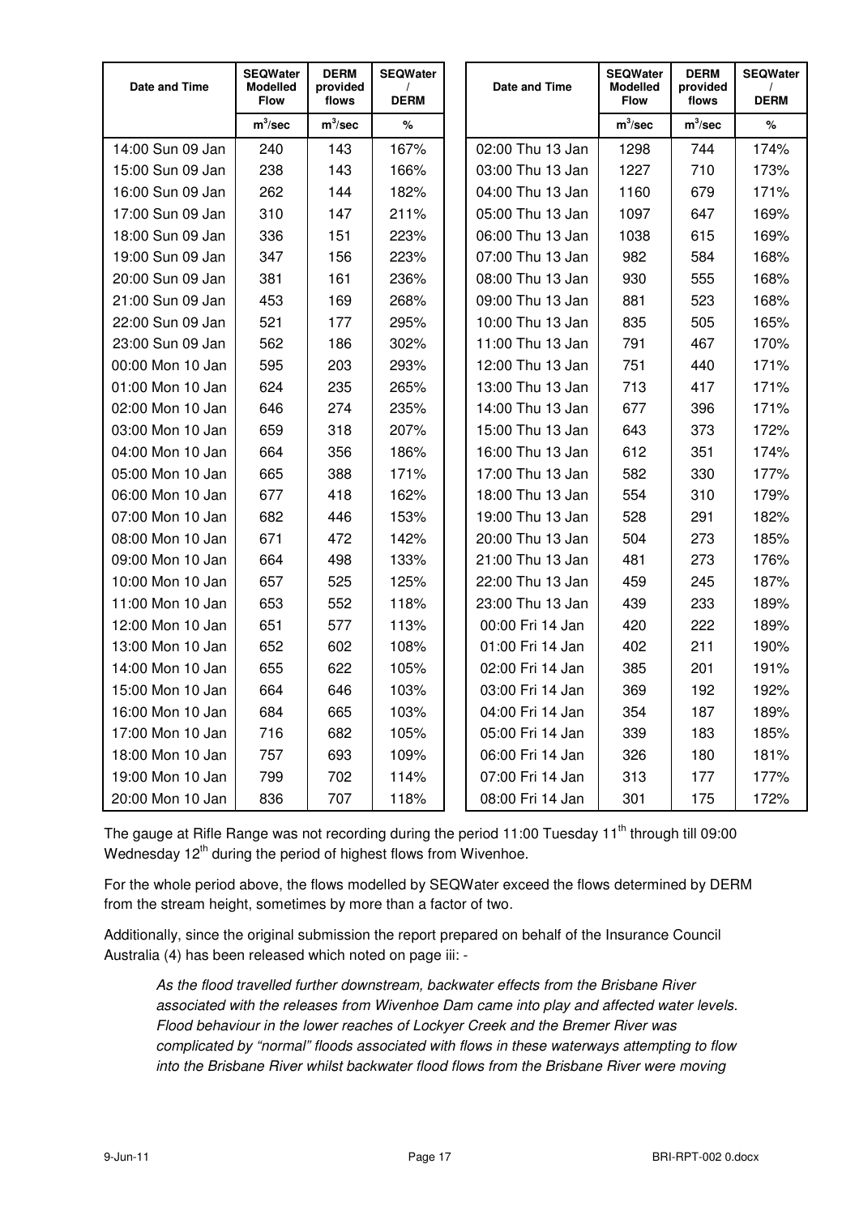| Date and Time | SEQWater Modelled Flow | DERM provided flows | SEQWater / DERM | Date and Time | SEQWater Modelled Flow | DERM provided flows | SEQWater / DERM |
|---|---|---|---|---|---|---|---|
| | $m^3/sec$ | $m^3/sec$ | % | | $m^3/sec$ | $m^3/sec$ | % |
| 14:00 Sun 09 Jan | 240 | 143 | 167% | 02:00 Thu 13 Jan | 1298 | 744 | 174% |
| 15:00 Sun 09 Jan | 238 | 143 | 166% | 03:00 Thu 13 Jan | 1227 | 710 | 173% |
| 16:00 Sun 09 Jan | 262 | 144 | 182% | 04:00 Thu 13 Jan | 1160 | 679 | 171% |
| 17:00 Sun 09 Jan | 310 | 147 | 211% | 05:00 Thu 13 Jan | 1097 | 647 | 169% |
| 18:00 Sun 09 Jan | 336 | 151 | 223% | 06:00 Thu 13 Jan | 1038 | 615 | 169% |
| 19:00 Sun 09 Jan | 347 | 156 | 223% | 07:00 Thu 13 Jan | 982 | 584 | 168% |
| 20:00 Sun 09 Jan | 381 | 161 | 236% | 08:00 Thu 13 Jan | 930 | 555 | 168% |
| 21:00 Sun 09 Jan | 453 | 169 | 268% | 09:00 Thu 13 Jan | 881 | 523 | 168% |
| 22:00 Sun 09 Jan | 521 | 177 | 295% | 10:00 Thu 13 Jan | 835 | 505 | 165% |
| 23:00 Sun 09 Jan | 562 | 186 | 302% | 11:00 Thu 13 Jan | 791 | 467 | 170% |
| 00:00 Mon 10 Jan | 595 | 203 | 293% | 12:00 Thu 13 Jan | 751 | 440 | 171% |
| 01:00 Mon 10 Jan | 624 | 235 | 265% | 13:00 Thu 13 Jan | 713 | 417 | 171% |
| 02:00 Mon 10 Jan | 646 | 274 | 235% | 14:00 Thu 13 Jan | 677 | 396 | 171% |
| 03:00 Mon 10 Jan | 659 | 318 | 207% | 15:00 Thu 13 Jan | 643 | 373 | 172% |
| 04:00 Mon 10 Jan | 664 | 356 | 186% | 16:00 Thu 13 Jan | 612 | 351 | 174% |
| 05:00 Mon 10 Jan | 665 | 388 | 171% | 17:00 Thu 13 Jan | 582 | 330 | 177% |
| 06:00 Mon 10 Jan | 677 | 418 | 162% | 18:00 Thu 13 Jan | 554 | 310 | 179% |
| 07:00 Mon 10 Jan | 682 | 446 | 153% | 19:00 Thu 13 Jan | 528 | 291 | 182% |
| 08:00 Mon 10 Jan | 671 | 472 | 142% | 20:00 Thu 13 Jan | 504 | 273 | 185% |
| 09:00 Mon 10 Jan | 664 | 498 | 133% | 21:00 Thu 13 Jan | 481 | 273 | 176% |
| 10:00 Mon 10 Jan | 657 | 525 | 125% | 22:00 Thu 13 Jan | 459 | 245 | 187% |
| 11:00 Mon 10 Jan | 653 | 552 | 118% | 23:00 Thu 13 Jan | 439 | 233 | 189% |
| 12:00 Mon 10 Jan | 651 | 577 | 113% | 00:00 Fri 14 Jan | 420 | 222 | 189% |
| 13:00 Mon 10 Jan | 652 | 602 | 108% | 01:00 Fri 14 Jan | 402 | 211 | 190% |
| 14:00 Mon 10 Jan | 655 | 622 | 105% | 02:00 Fri 14 Jan | 385 | 201 | 191% |
| 15:00 Mon 10 Jan | 664 | 646 | 103% | 03:00 Fri 14 Jan | 369 | 192 | 192% |
| 16:00 Mon 10 Jan | 684 | 665 | 103% | 04:00 Fri 14 Jan | 354 | 187 | 189% |
| 17:00 Mon 10 Jan | 716 | 682 | 105% | 05:00 Fri 14 Jan | 339 | 183 | 185% |
| 18:00 Mon 10 Jan | 757 | 693 | 109% | 06:00 Fri 14 Jan | 326 | 180 | 181% |
| 19:00 Mon 10 Jan | 799 | 702 | 114% | 07:00 Fri 14 Jan | 313 | 177 | 177% |
| 20:00 Mon 10 Jan | 836 | 707 | 118% | 08:00 Fri 14 Jan | 301 | 175 | 172% |

The gauge at Rifle Range was not recording during the period 11:00 Tuesday 11th through till 09:00 Wednesday 12th during the period of highest flows from Wivenhoe.

For the whole period above, the flows modelled by SEQWater exceed the flows determined by DERM from the stream height, sometimes by more than a factor of two.

Additionally, since the original submission the report prepared on behalf of the Insurance Council Australia (4) has been released which noted on page iii: -

> *As the flood travelled further downstream, backwater effects from the Brisbane River associated with the releases from Wivenhoe Dam came into play and affected water levels. Flood behaviour in the lower reaches of Lockyer Creek and the Bremer River was complicated by "normal" floods associated with flows in these waterways attempting to flow into the Brisbane River whilst backwater flood flows from the Brisbane River were moving*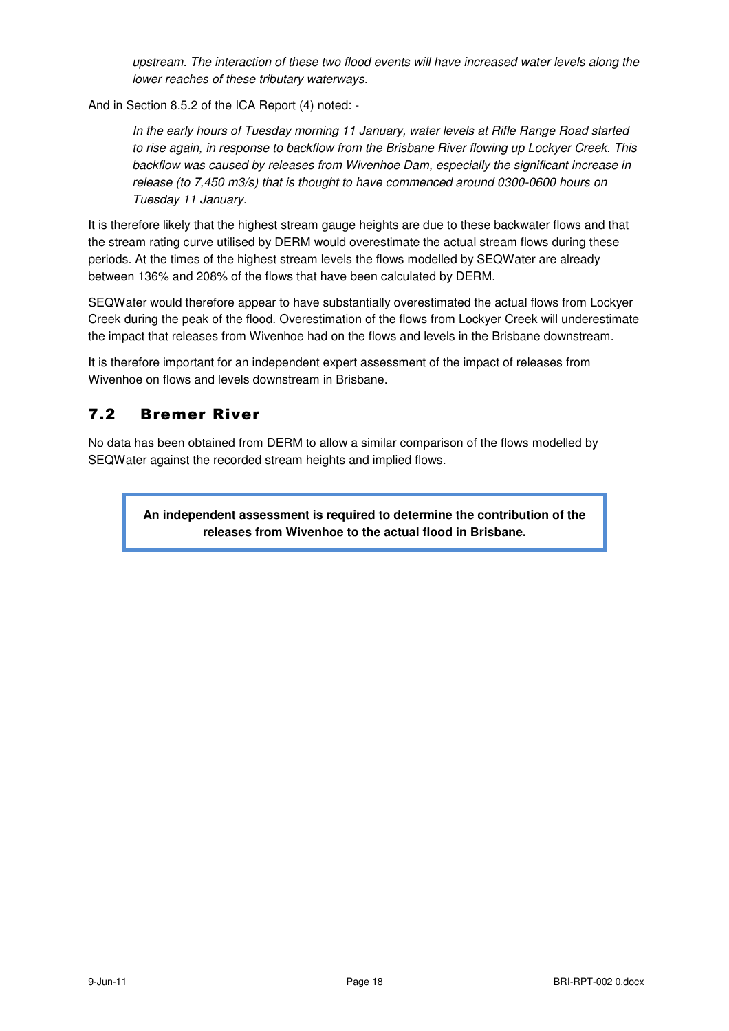> *upstream. The interaction of these two flood events will have increased water levels along the lower reaches of these tributary waterways.*

And in Section 8.5.2 of the ICA Report (4) noted: -

> *In the early hours of Tuesday morning 11 January, water levels at Rifle Range Road started to rise again, in response to backflow from the Brisbane River flowing up Lockyer Creek. This backflow was caused by releases from Wivenhoe Dam, especially the significant increase in release (to 7,450 m3/s) that is thought to have commenced around 0300-0600 hours on Tuesday 11 January.*

It is therefore likely that the highest stream gauge heights are due to these backwater flows and that the stream rating curve utilised by DERM would overestimate the actual stream flows during these periods. At the times of the highest stream levels the flows modelled by SEQWater are already between 136% and 208% of the flows that have been calculated by DERM.

SEQWater would therefore appear to have substantially overestimated the actual flows from Lockyer Creek during the peak of the flood. Overestimation of the flows from Lockyer Creek will underestimate the impact that releases from Wivenhoe had on the flows and levels in the Brisbane downstream.

It is therefore important for an independent expert assessment of the impact of releases from Wivenhoe on flows and levels downstream in Brisbane.

## 7.2 Bremer River

No data has been obtained from DERM to allow a similar comparison of the flows modelled by SEQWater against the recorded stream heights and implied flows.

**An independent assessment is required to determine the contribution of the releases from Wivenhoe to the actual flood in Brisbane.**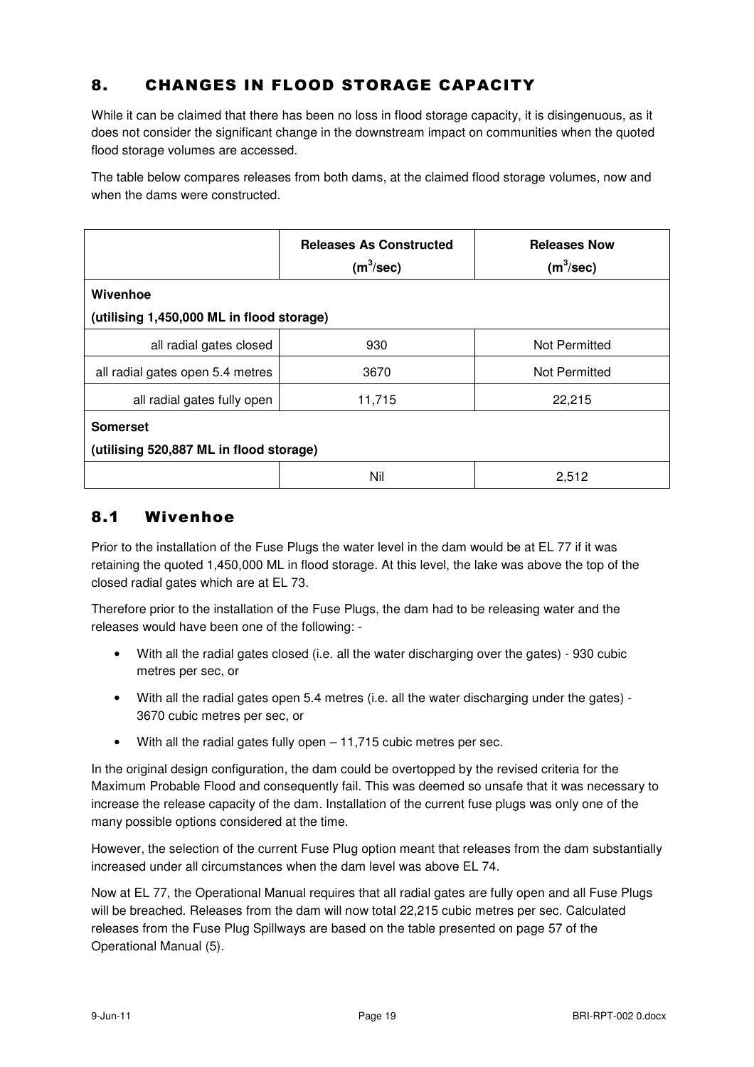# 8. CHANGES IN FLOOD STORAGE CAPACITY

While it can be claimed that there has been no loss in flood storage capacity, it is disingenuous, as it does not consider the significant change in the downstream impact on communities when the quoted flood storage volumes are accessed.

The table below compares releases from both dams, at the claimed flood storage volumes, now and when the dams were constructed.

| | Releases As Constructed ($m^3$/sec) | Releases Now ($m^3$/sec) |
|---|---|---|
| **Wivenhoe (utilising 1,450,000 ML in flood storage)** | | |
| all radial gates closed | 930 | Not Permitted |
| all radial gates open 5.4 metres | 3670 | Not Permitted |
| all radial gates fully open | 11,715 | 22,215 |
| **Somerset (utilising 520,887 ML in flood storage)** | | |
| | Nil | 2,512 |

## 8.1 Wivenhoe

Prior to the installation of the Fuse Plugs the water level in the dam would be at EL 77 if it was retaining the quoted 1,450,000 ML in flood storage. At this level, the lake was above the top of the closed radial gates which are at EL 73.

Therefore prior to the installation of the Fuse Plugs, the dam had to be releasing water and the releases would have been one of the following: -

- With all the radial gates closed (i.e. all the water discharging over the gates) - 930 cubic metres per sec, or
- With all the radial gates open 5.4 metres (i.e. all the water discharging under the gates) - 3670 cubic metres per sec, or
- With all the radial gates fully open – 11,715 cubic metres per sec.

In the original design configuration, the dam could be overtopped by the revised criteria for the Maximum Probable Flood and consequently fail. This was deemed so unsafe that it was necessary to increase the release capacity of the dam. Installation of the current fuse plugs was only one of the many possible options considered at the time.

However, the selection of the current Fuse Plug option meant that releases from the dam substantially increased under all circumstances when the dam level was above EL 74.

Now at EL 77, the Operational Manual requires that all radial gates are fully open and all Fuse Plugs will be breached. Releases from the dam will now total 22,215 cubic metres per sec. Calculated releases from the Fuse Plug Spillways are based on the table presented on page 57 of the Operational Manual (5).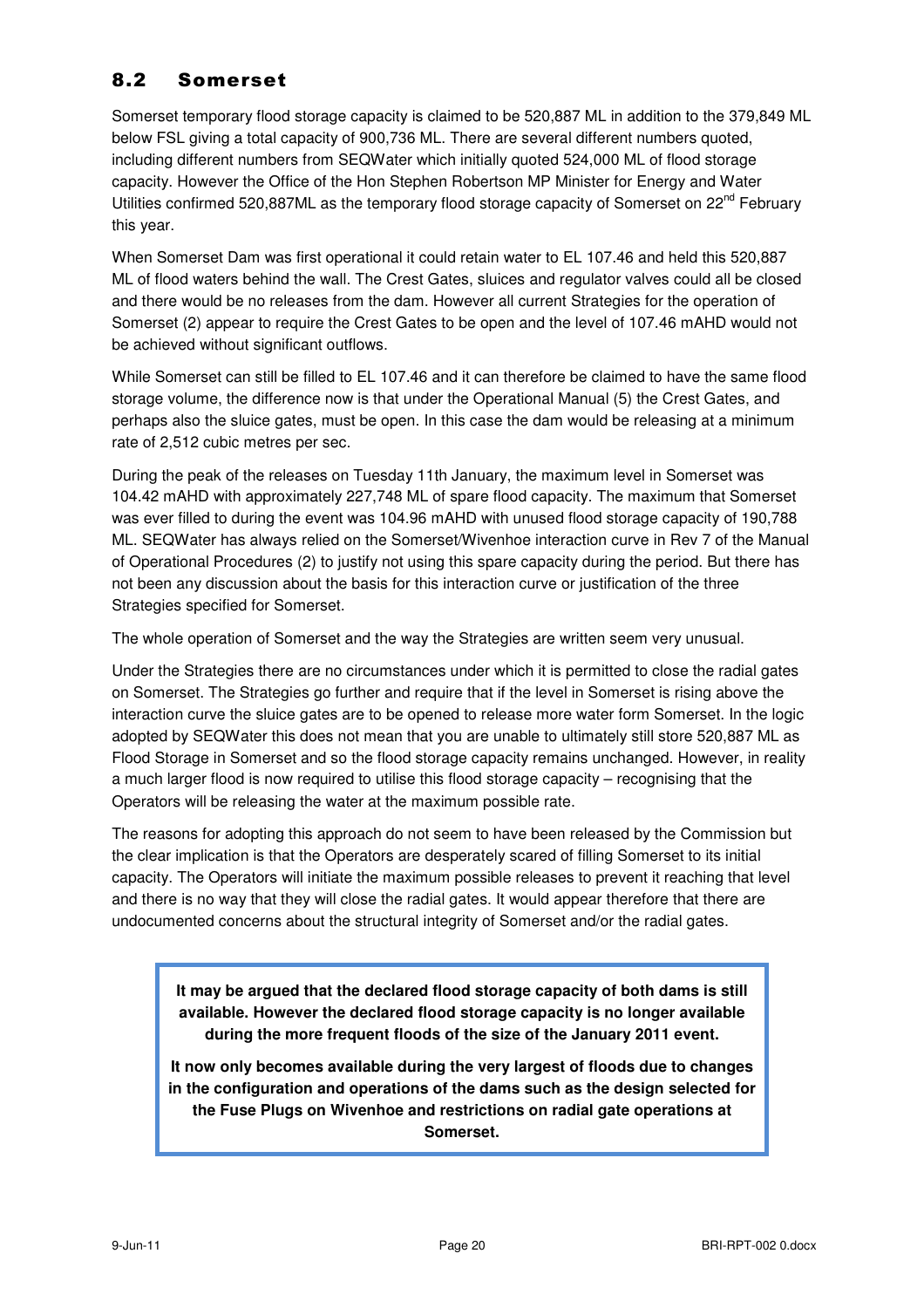## 8.2 Somerset

Somerset temporary flood storage capacity is claimed to be 520,887 ML in addition to the 379,849 ML below FSL giving a total capacity of 900,736 ML. There are several different numbers quoted, including different numbers from SEQWater which initially quoted 524,000 ML of flood storage capacity. However the Office of the Hon Stephen Robertson MP Minister for Energy and Water Utilities confirmed 520,887ML as the temporary flood storage capacity of Somerset on 22nd February this year.

When Somerset Dam was first operational it could retain water to EL 107.46 and held this 520,887 ML of flood waters behind the wall. The Crest Gates, sluices and regulator valves could all be closed and there would be no releases from the dam. However all current Strategies for the operation of Somerset (2) appear to require the Crest Gates to be open and the level of 107.46 mAHD would not be achieved without significant outflows.

While Somerset can still be filled to EL 107.46 and it can therefore be claimed to have the same flood storage volume, the difference now is that under the Operational Manual (5) the Crest Gates, and perhaps also the sluice gates, must be open. In this case the dam would be releasing at a minimum rate of 2,512 cubic metres per sec.

During the peak of the releases on Tuesday 11th January, the maximum level in Somerset was 104.42 mAHD with approximately 227,748 ML of spare flood capacity. The maximum that Somerset was ever filled to during the event was 104.96 mAHD with unused flood storage capacity of 190,788 ML. SEQWater has always relied on the Somerset/Wivenhoe interaction curve in Rev 7 of the Manual of Operational Procedures (2) to justify not using this spare capacity during the period. But there has not been any discussion about the basis for this interaction curve or justification of the three Strategies specified for Somerset.

The whole operation of Somerset and the way the Strategies are written seem very unusual.

Under the Strategies there are no circumstances under which it is permitted to close the radial gates on Somerset. The Strategies go further and require that if the level in Somerset is rising above the interaction curve the sluice gates are to be opened to release more water form Somerset. In the logic adopted by SEQWater this does not mean that you are unable to ultimately still store 520,887 ML as Flood Storage in Somerset and so the flood storage capacity remains unchanged. However, in reality a much larger flood is now required to utilise this flood storage capacity – recognising that the Operators will be releasing the water at the maximum possible rate.

The reasons for adopting this approach do not seem to have been released by the Commission but the clear implication is that the Operators are desperately scared of filling Somerset to its initial capacity. The Operators will initiate the maximum possible releases to prevent it reaching that level and there is no way that they will close the radial gates. It would appear therefore that there are undocumented concerns about the structural integrity of Somerset and/or the radial gates.

**It may be argued that the declared flood storage capacity of both dams is still available. However the declared flood storage capacity is no longer available during the more frequent floods of the size of the January 2011 event.**

**It now only becomes available during the very largest of floods due to changes in the configuration and operations of the dams such as the design selected for the Fuse Plugs on Wivenhoe and restrictions on radial gate operations at Somerset.**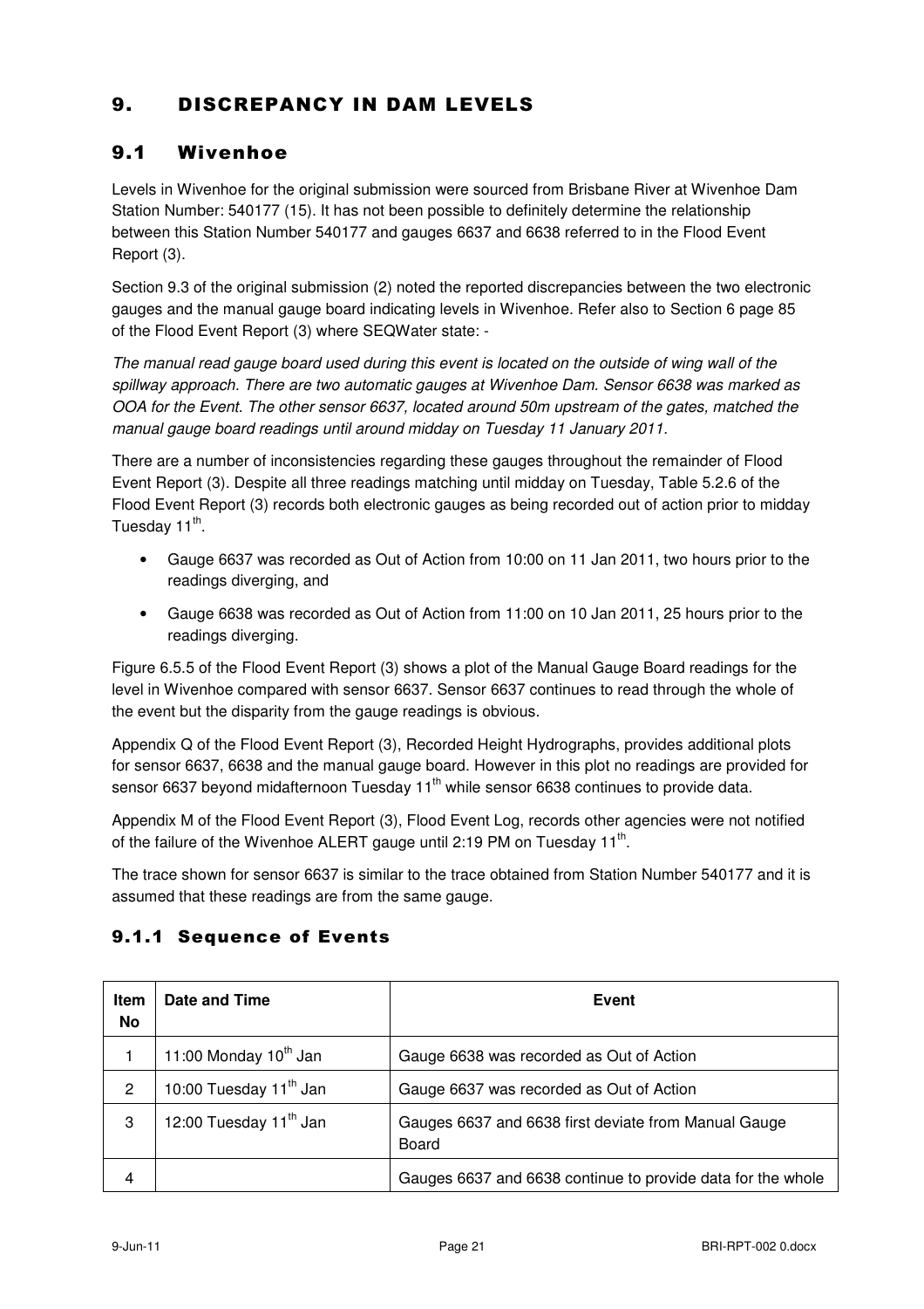# 9. DISCREPANCY IN DAM LEVELS

## 9.1 Wivenhoe

Levels in Wivenhoe for the original submission were sourced from Brisbane River at Wivenhoe Dam Station Number: 540177 (15). It has not been possible to definitely determine the relationship between this Station Number 540177 and gauges 6637 and 6638 referred to in the Flood Event Report (3).

Section 9.3 of the original submission (2) noted the reported discrepancies between the two electronic gauges and the manual gauge board indicating levels in Wivenhoe. Refer also to Section 6 page 85 of the Flood Event Report (3) where SEQWater state: -

*The manual read gauge board used during this event is located on the outside of wing wall of the spillway approach. There are two automatic gauges at Wivenhoe Dam. Sensor 6638 was marked as OOA for the Event. The other sensor 6637, located around 50m upstream of the gates, matched the manual gauge board readings until around midday on Tuesday 11 January 2011.*

There are a number of inconsistencies regarding these gauges throughout the remainder of Flood Event Report (3). Despite all three readings matching until midday on Tuesday, Table 5.2.6 of the Flood Event Report (3) records both electronic gauges as being recorded out of action prior to midday Tuesday 11th.

- Gauge 6637 was recorded as Out of Action from 10:00 on 11 Jan 2011, two hours prior to the readings diverging, and
- Gauge 6638 was recorded as Out of Action from 11:00 on 10 Jan 2011, 25 hours prior to the readings diverging.

Figure 6.5.5 of the Flood Event Report (3) shows a plot of the Manual Gauge Board readings for the level in Wivenhoe compared with sensor 6637. Sensor 6637 continues to read through the whole of the event but the disparity from the gauge readings is obvious.

Appendix Q of the Flood Event Report (3), Recorded Height Hydrographs, provides additional plots for sensor 6637, 6638 and the manual gauge board. However in this plot no readings are provided for sensor 6637 beyond midafternoon Tuesday 11th while sensor 6638 continues to provide data.

Appendix M of the Flood Event Report (3), Flood Event Log, records other agencies were not notified of the failure of the Wivenhoe ALERT gauge until 2:19 PM on Tuesday 11th.

The trace shown for sensor 6637 is similar to the trace obtained from Station Number 540177 and it is assumed that these readings are from the same gauge.

### 9.1.1 Sequence of Events

| Item No | Date and Time | Event |
|---|---|---|
| 1 | 11:00 Monday 10th Jan | Gauge 6638 was recorded as Out of Action |
| 2 | 10:00 Tuesday 11th Jan | Gauge 6637 was recorded as Out of Action |
| 3 | 12:00 Tuesday 11th Jan | Gauges 6637 and 6638 first deviate from Manual Gauge Board |
| 4 | | Gauges 6637 and 6638 continue to provide data for the whole |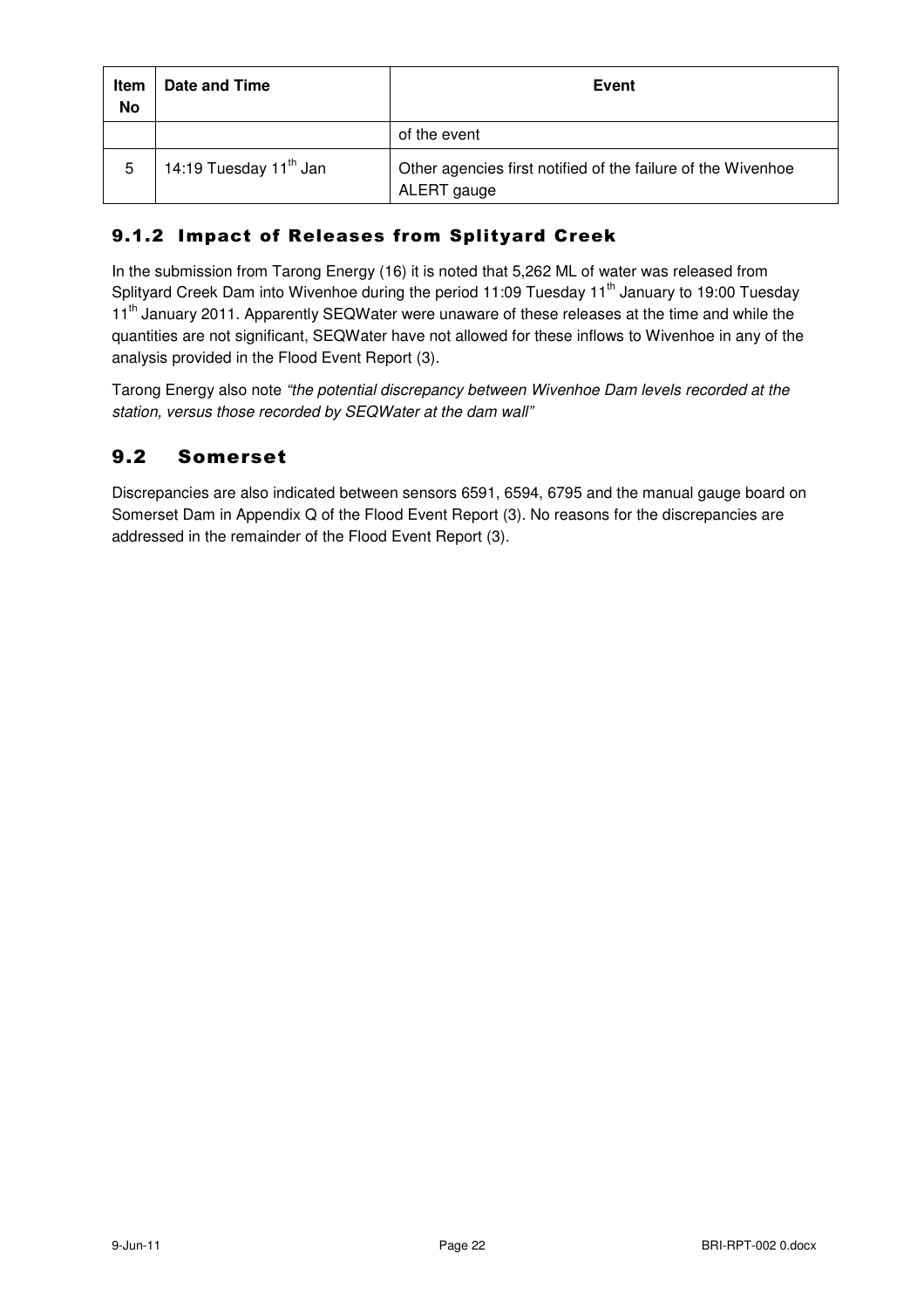| Item No | Date and Time | Event |
|---|---|---|
| | | of the event |
| 5 | 14:19 Tuesday 11th Jan | Other agencies first notified of the failure of the Wivenhoe ALERT gauge |

### 9.1.2 Impact of Releases from Splityard Creek

In the submission from Tarong Energy (16) it is noted that 5,262 ML of water was released from Splityard Creek Dam into Wivenhoe during the period 11:09 Tuesday 11th January to 19:00 Tuesday 11th January 2011. Apparently SEQWater were unaware of these releases at the time and while the quantities are not significant, SEQWater have not allowed for these inflows to Wivenhoe in any of the analysis provided in the Flood Event Report (3).

Tarong Energy also note *"the potential discrepancy between Wivenhoe Dam levels recorded at the station, versus those recorded by SEQWater at the dam wall"*

## 9.2 Somerset

Discrepancies are also indicated between sensors 6591, 6594, 6795 and the manual gauge board on Somerset Dam in Appendix Q of the Flood Event Report (3). No reasons for the discrepancies are addressed in the remainder of the Flood Event Report (3).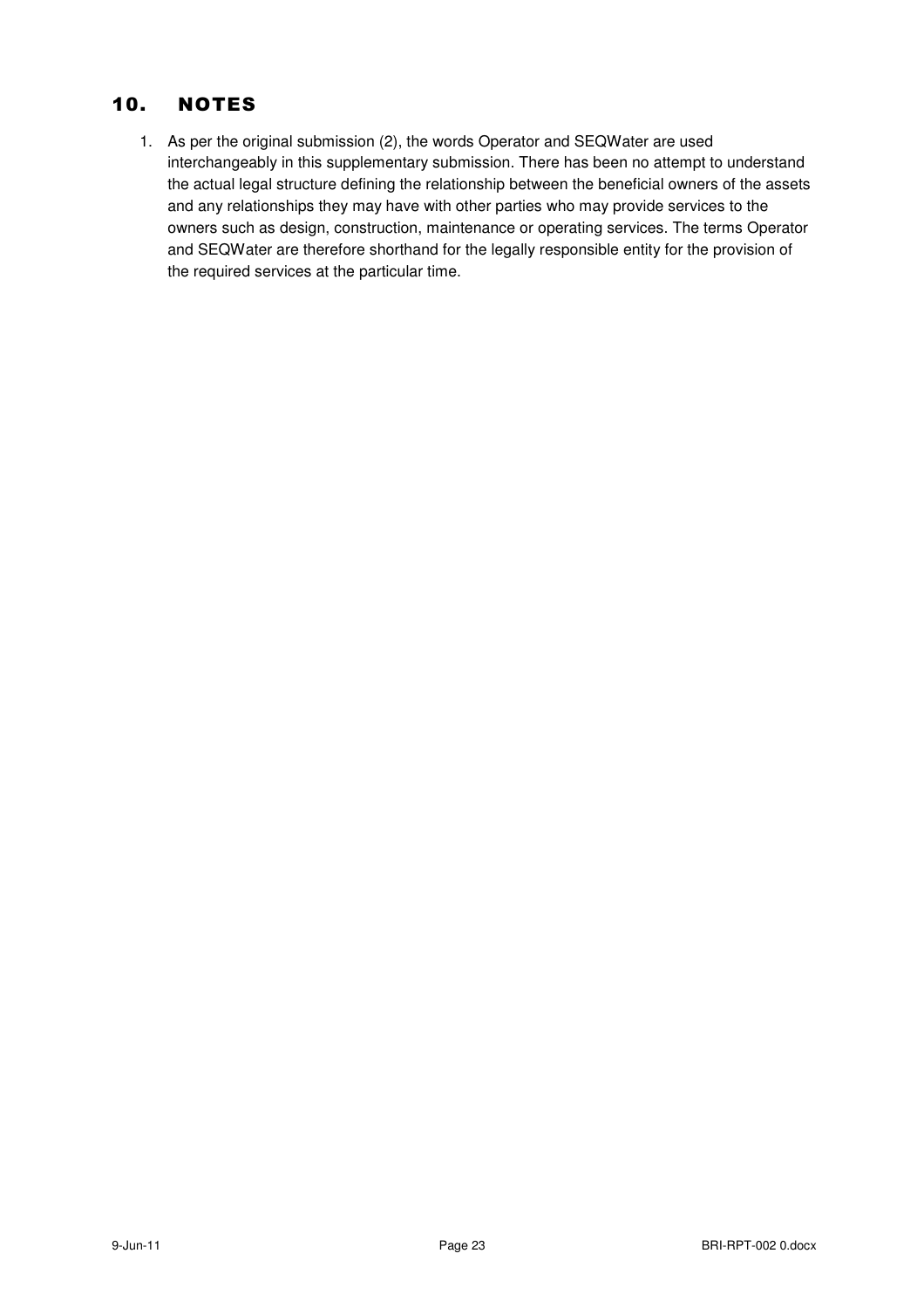## 10. NOTES

1. As per the original submission (2), the words Operator and SEQWater are used interchangeably in this supplementary submission. There has been no attempt to understand the actual legal structure defining the relationship between the beneficial owners of the assets and any relationships they may have with other parties who may provide services to the owners such as design, construction, maintenance or operating services. The terms Operator and SEQWater are therefore shorthand for the legally responsible entity for the provision of the required services at the particular time.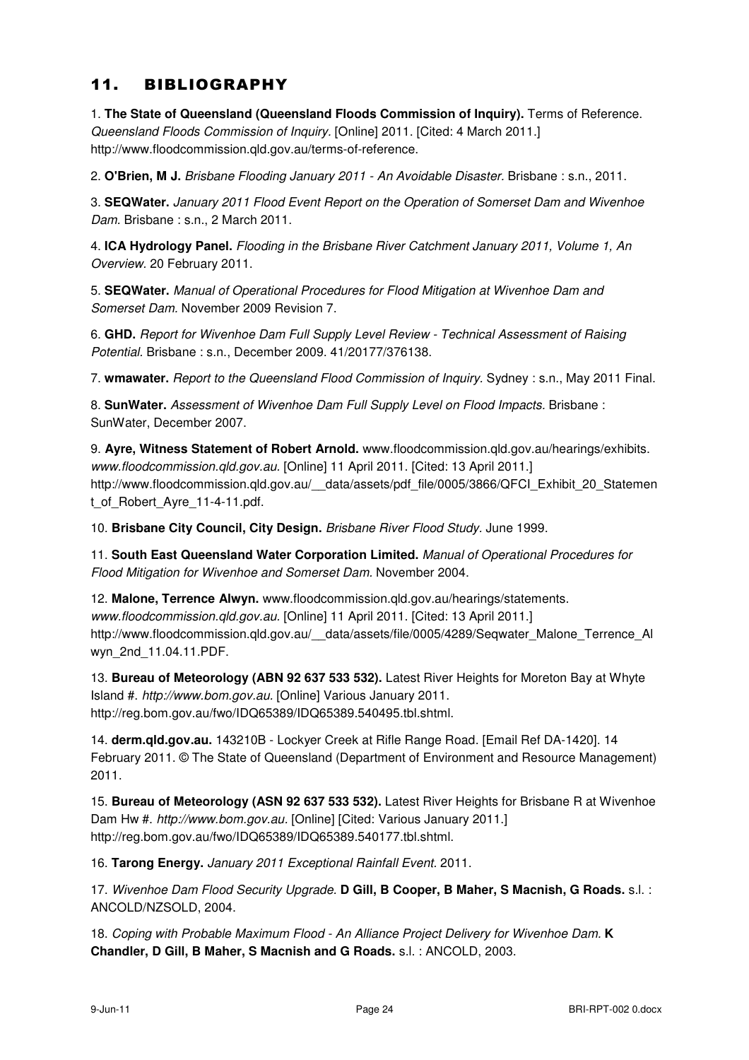# 11. BIBLIOGRAPHY

1. **The State of Queensland (Queensland Floods Commission of Inquiry).** Terms of Reference. *Queensland Floods Commission of Inquiry.* [Online] 2011. [Cited: 4 March 2011.] http://www.floodcommission.qld.gov.au/terms-of-reference.

2. **O'Brien, M J.** *Brisbane Flooding January 2011 - An Avoidable Disaster.* Brisbane : s.n., 2011.

3. **SEQWater.** *January 2011 Flood Event Report on the Operation of Somerset Dam and Wivenhoe Dam.* Brisbane : s.n., 2 March 2011.

4. **ICA Hydrology Panel.** *Flooding in the Brisbane River Catchment January 2011, Volume 1, An Overview.* 20 February 2011.

5. **SEQWater.** *Manual of Operational Procedures for Flood Mitigation at Wivenhoe Dam and Somerset Dam.* November 2009 Revision 7.

6. **GHD.** *Report for Wivenhoe Dam Full Supply Level Review - Technical Assessment of Raising Potential.* Brisbane : s.n., December 2009. 41/20177/376138.

7. **wmawater.** *Report to the Queensland Flood Commission of Inquiry.* Sydney : s.n., May 2011 Final.

8. **SunWater.** *Assessment of Wivenhoe Dam Full Supply Level on Flood Impacts.* Brisbane : SunWater, December 2007.

9. **Ayre, Witness Statement of Robert Arnold.** www.floodcommission.qld.gov.au/hearings/exhibits. *www.floodcommission.qld.gov.au.* [Online] 11 April 2011. [Cited: 13 April 2011.] http://www.floodcommission.qld.gov.au/__data/assets/pdf_file/0005/3866/QFCI_Exhibit_20_Statement_of_Robert_Ayre_11-4-11.pdf.

10. **Brisbane City Council, City Design.** *Brisbane River Flood Study.* June 1999.

11. **South East Queensland Water Corporation Limited.** *Manual of Operational Procedures for Flood Mitigation for Wivenhoe and Somerset Dam.* November 2004.

12. **Malone, Terrence Alwyn.** www.floodcommission.qld.gov.au/hearings/statements. *www.floodcommission.qld.gov.au.* [Online] 11 April 2011. [Cited: 13 April 2011.] http://www.floodcommission.qld.gov.au/__data/assets/file/0005/4289/Seqwater_Malone_Terrence_Alwyn_2nd_11.04.11.PDF.

13. **Bureau of Meteorology (ABN 92 637 533 532).** Latest River Heights for Moreton Bay at Whyte Island #. *http://www.bom.gov.au.* [Online] Various January 2011. http://reg.bom.gov.au/fwo/IDQ65389/IDQ65389.540495.tbl.shtml.

14. **derm.qld.gov.au.** 143210B - Lockyer Creek at Rifle Range Road. [Email Ref DA-1420]. 14 February 2011. © The State of Queensland (Department of Environment and Resource Management) 2011.

15. **Bureau of Meteorology (ASN 92 637 533 532).** Latest River Heights for Brisbane R at Wivenhoe Dam Hw #. *http://www.bom.gov.au.* [Online] [Cited: Various January 2011.] http://reg.bom.gov.au/fwo/IDQ65389/IDQ65389.540177.tbl.shtml.

16. **Tarong Energy.** *January 2011 Exceptional Rainfall Event.* 2011.

17. *Wivenhoe Dam Flood Security Upgrade.* **D Gill, B Cooper, B Maher, S Macnish, G Roads.** s.l. : ANCOLD/NZSOLD, 2004.

18. *Coping with Probable Maximum Flood - An Alliance Project Delivery for Wivenhoe Dam.* **K Chandler, D Gill, B Maher, S Macnish and G Roads.** s.l. : ANCOLD, 2003.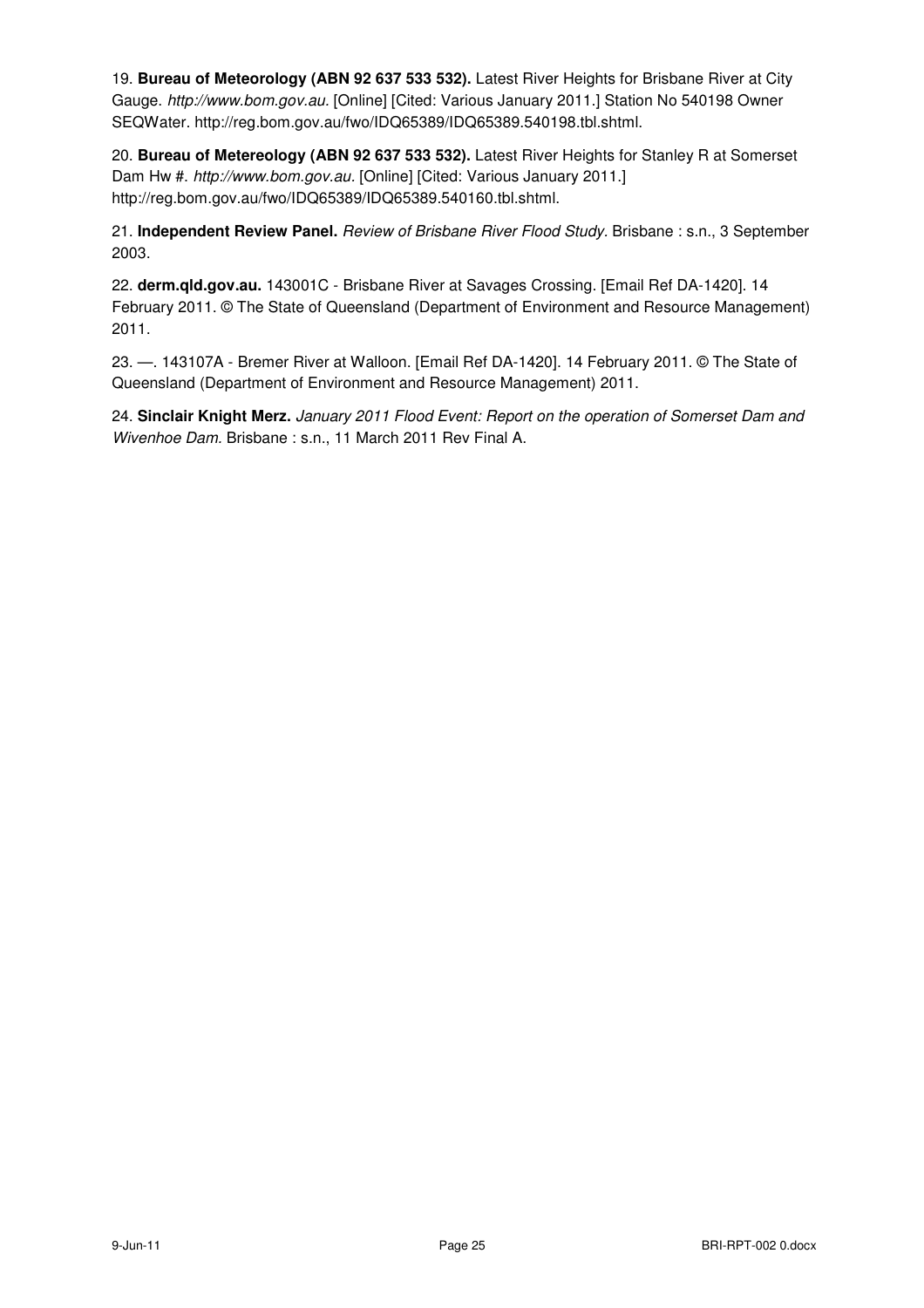19. **Bureau of Meteorology (ABN 92 637 533 532).** Latest River Heights for Brisbane River at City Gauge. *http://www.bom.gov.au.* [Online] [Cited: Various January 2011.] Station No 540198 Owner SEQWater. http://reg.bom.gov.au/fwo/IDQ65389/IDQ65389.540198.tbl.shtml.

20. **Bureau of Metereology (ABN 92 637 533 532).** Latest River Heights for Stanley R at Somerset Dam Hw #. *http://www.bom.gov.au.* [Online] [Cited: Various January 2011.] http://reg.bom.gov.au/fwo/IDQ65389/IDQ65389.540160.tbl.shtml.

21. **Independent Review Panel.** *Review of Brisbane River Flood Study.* Brisbane : s.n., 3 September 2003.

22. **derm.qld.gov.au.** 143001C - Brisbane River at Savages Crossing. [Email Ref DA-1420]. 14 February 2011. © The State of Queensland (Department of Environment and Resource Management) 2011.

23. —. 143107A - Bremer River at Walloon. [Email Ref DA-1420]. 14 February 2011. © The State of Queensland (Department of Environment and Resource Management) 2011.

24. **Sinclair Knight Merz.** *January 2011 Flood Event: Report on the operation of Somerset Dam and Wivenhoe Dam.* Brisbane : s.n., 11 March 2011 Rev Final A.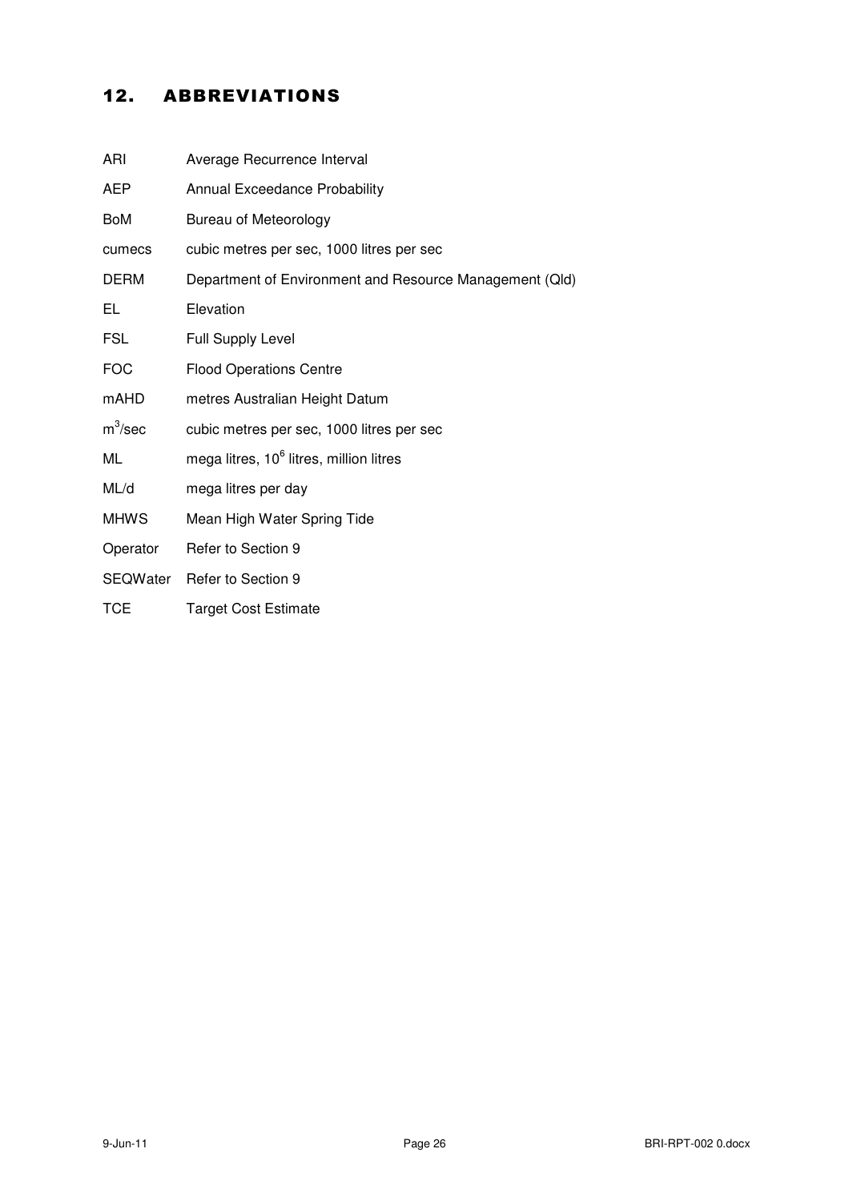## 12. ABBREVIATIONS

| | |
|---|---|
| ARI | Average Recurrence Interval |
| AEP | Annual Exceedance Probability |
| BoM | Bureau of Meteorology |
| cumecs | cubic metres per sec, 1000 litres per sec |
| DERM | Department of Environment and Resource Management (Qld) |
| EL | Elevation |
| FSL | Full Supply Level |
| FOC | Flood Operations Centre |
| mAHD | metres Australian Height Datum |
| $m^3$/sec | cubic metres per sec, 1000 litres per sec |
| ML | mega litres, $10^6$ litres, million litres |
| ML/d | mega litres per day |
| MHWS | Mean High Water Spring Tide |
| Operator | Refer to Section 9 |
| SEQWater | Refer to Section 9 |
| TCE | Target Cost Estimate |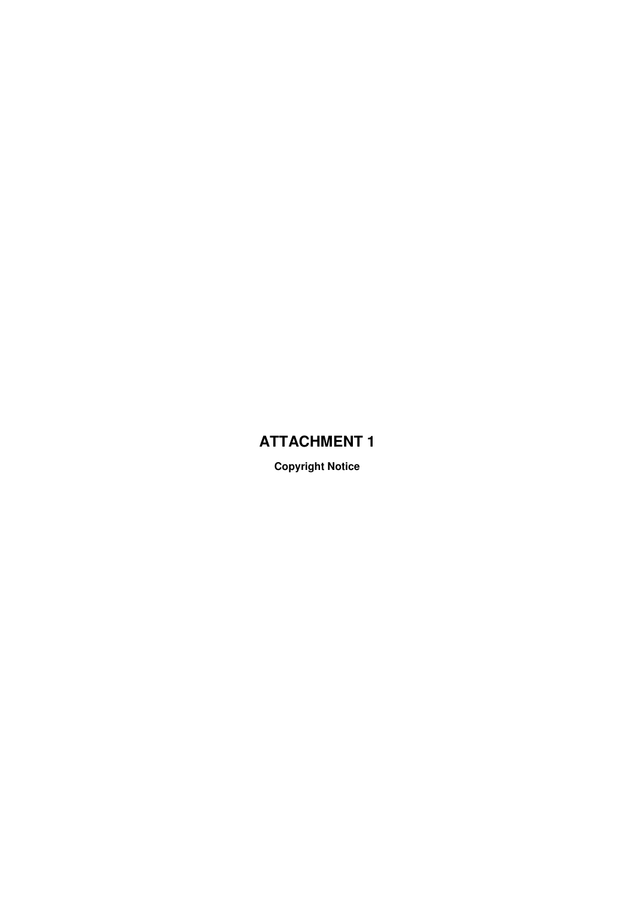# ATTACHMENT 1

**Copyright Notice**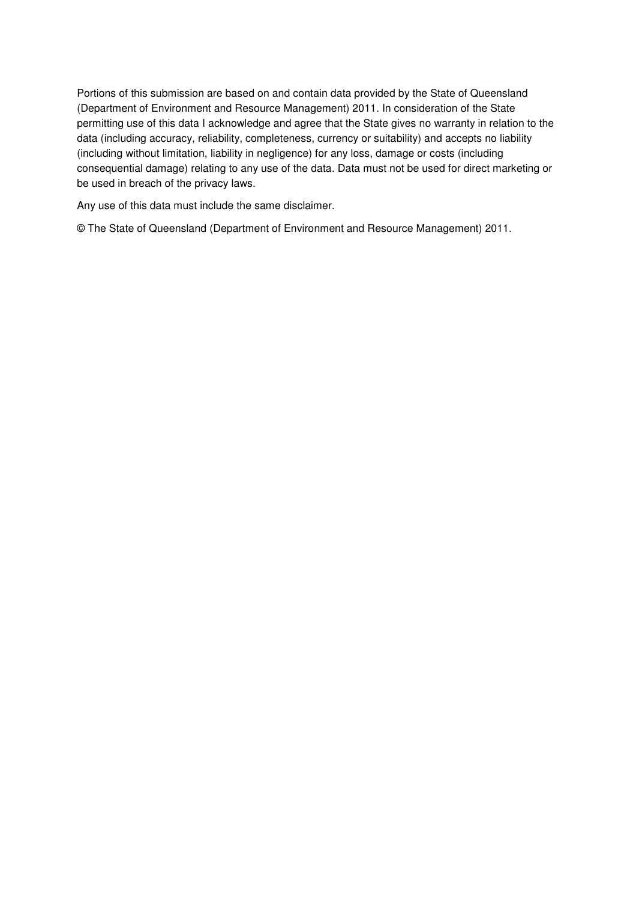Portions of this submission are based on and contain data provided by the State of Queensland (Department of Environment and Resource Management) 2011. In consideration of the State permitting use of this data I acknowledge and agree that the State gives no warranty in relation to the data (including accuracy, reliability, completeness, currency or suitability) and accepts no liability (including without limitation, liability in negligence) for any loss, damage or costs (including consequential damage) relating to any use of the data. Data must not be used for direct marketing or be used in breach of the privacy laws.

Any use of this data must include the same disclaimer.

© The State of Queensland (Department of Environment and Resource Management) 2011.